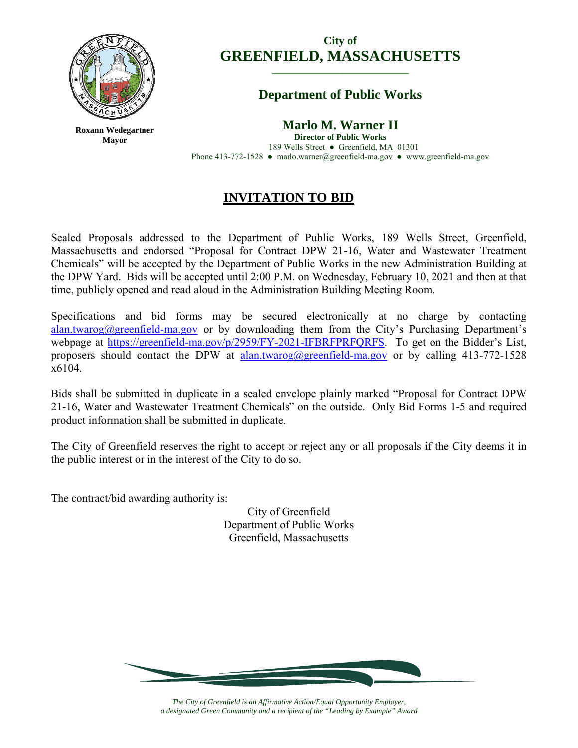Roxann Wedegartner
Mayor

**City of**
# GREENFIELD, MASSACHUSETTS

## Department of Public Works

### Marlo M. Warner II
**Director of Public Works**
189 Wells Street ● Greenfield, MA 01301
Phone 413-772-1528 ● marlo.warner@greenfield-ma.gov ● www.greenfield-ma.gov

## INVITATION TO BID

Sealed Proposals addressed to the Department of Public Works, 189 Wells Street, Greenfield, Massachusetts and endorsed "Proposal for Contract DPW 21-16, Water and Wastewater Treatment Chemicals" will be accepted by the Department of Public Works in the new Administration Building at the DPW Yard. Bids will be accepted until 2:00 P.M. on Wednesday, February 10, 2021 and then at that time, publicly opened and read aloud in the Administration Building Meeting Room.

Specifications and bid forms may be secured electronically at no charge by contacting alan.twarog@greenfield-ma.gov or by downloading them from the City's Purchasing Department's webpage at https://greenfield-ma.gov/p/2959/FY-2021-IFBRFPRFQRFS. To get on the Bidder's List, proposers should contact the DPW at alan.twarog@greenfield-ma.gov or by calling 413-772-1528 x6104.

Bids shall be submitted in duplicate in a sealed envelope plainly marked "Proposal for Contract DPW 21-16, Water and Wastewater Treatment Chemicals" on the outside. Only Bid Forms 1-5 and required product information shall be submitted in duplicate.

The City of Greenfield reserves the right to accept or reject any or all proposals if the City deems it in the public interest or in the interest of the City to do so.

The contract/bid awarding authority is:

City of Greenfield
Department of Public Works
Greenfield, Massachusetts

*The City of Greenfield is an Affirmative Action/Equal Opportunity Employer,*
*a designated Green Community and a recipient of the "Leading by Example" Award*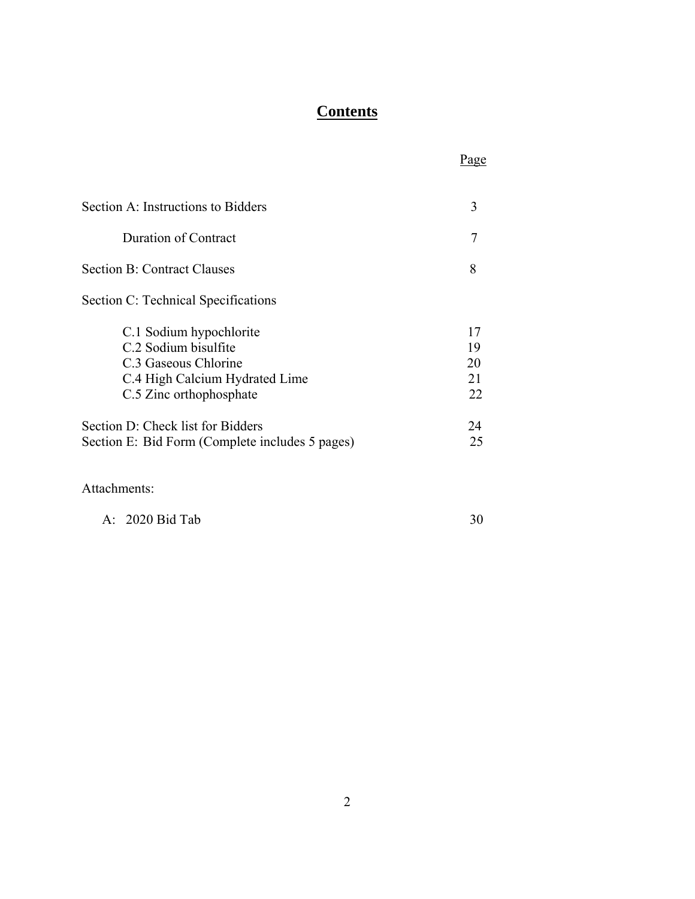# **Contents**

| | Page |
|---|---|
| Section A: Instructions to Bidders | 3 |
| Duration of Contract | 7 |
| Section B: Contract Clauses | 8 |
| Section C: Technical Specifications | |
| C.1 Sodium hypochlorite | 17 |
| C.2 Sodium bisulfite | 19 |
| C.3 Gaseous Chlorine | 20 |
| C.4 High Calcium Hydrated Lime | 21 |
| C.5 Zinc orthophosphate | 22 |
| Section D: Check list for Bidders | 24 |
| Section E: Bid Form (Complete includes 5 pages) | 25 |

Attachments:

| | |
|---|---|
| A: 2020 Bid Tab | 30 |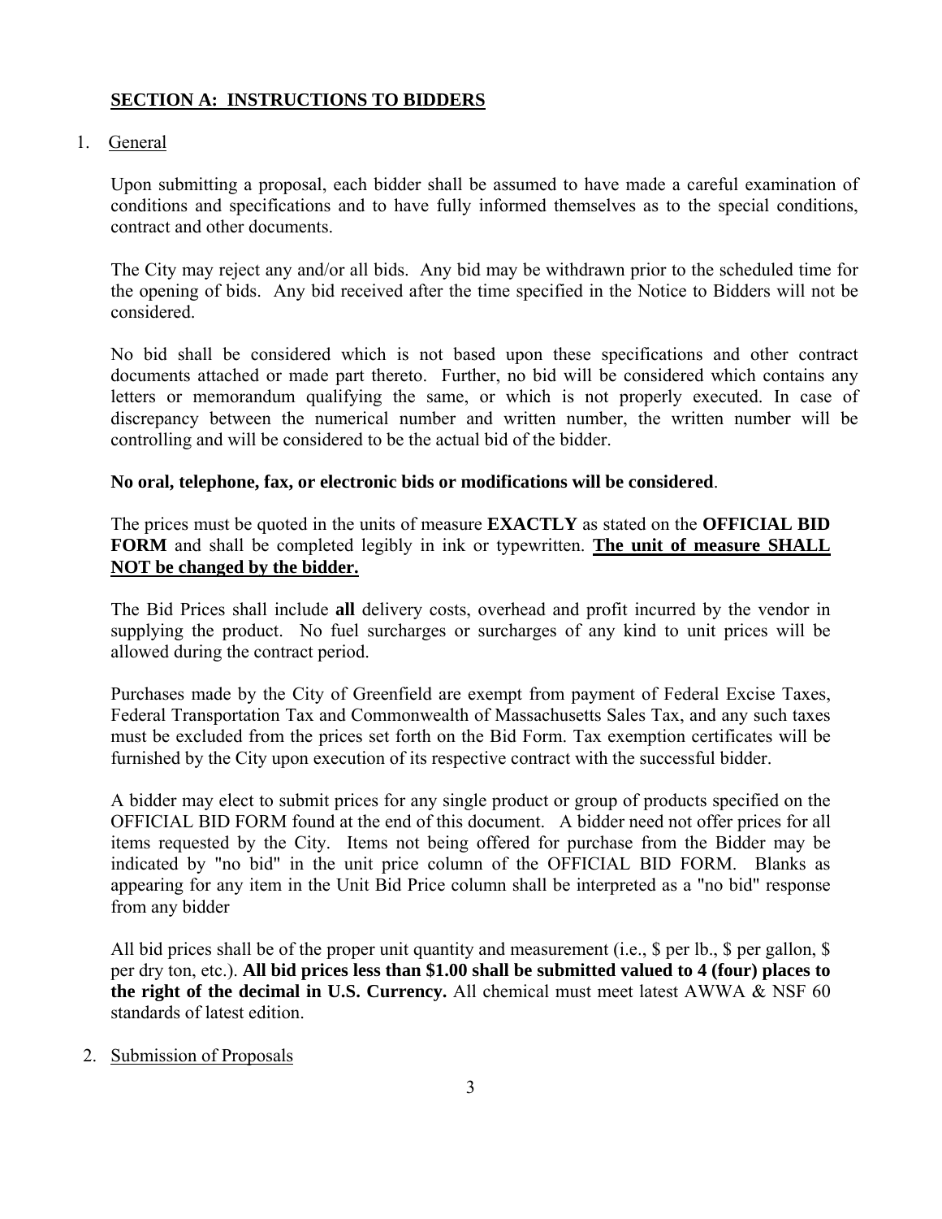## **SECTION A: INSTRUCTIONS TO BIDDERS**

1. General

Upon submitting a proposal, each bidder shall be assumed to have made a careful examination of conditions and specifications and to have fully informed themselves as to the special conditions, contract and other documents.

The City may reject any and/or all bids. Any bid may be withdrawn prior to the scheduled time for the opening of bids. Any bid received after the time specified in the Notice to Bidders will not be considered.

No bid shall be considered which is not based upon these specifications and other contract documents attached or made part thereto. Further, no bid will be considered which contains any letters or memorandum qualifying the same, or which is not properly executed. In case of discrepancy between the numerical number and written number, the written number will be controlling and will be considered to be the actual bid of the bidder.

**No oral, telephone, fax, or electronic bids or modifications will be considered**.

The prices must be quoted in the units of measure **EXACTLY** as stated on the **OFFICIAL BID FORM** and shall be completed legibly in ink or typewritten. **The unit of measure SHALL NOT be changed by the bidder.**

The Bid Prices shall include **all** delivery costs, overhead and profit incurred by the vendor in supplying the product. No fuel surcharges or surcharges of any kind to unit prices will be allowed during the contract period.

Purchases made by the City of Greenfield are exempt from payment of Federal Excise Taxes, Federal Transportation Tax and Commonwealth of Massachusetts Sales Tax, and any such taxes must be excluded from the prices set forth on the Bid Form. Tax exemption certificates will be furnished by the City upon execution of its respective contract with the successful bidder.

A bidder may elect to submit prices for any single product or group of products specified on the OFFICIAL BID FORM found at the end of this document. A bidder need not offer prices for all items requested by the City. Items not being offered for purchase from the Bidder may be indicated by "no bid" in the unit price column of the OFFICIAL BID FORM. Blanks as appearing for any item in the Unit Bid Price column shall be interpreted as a "no bid" response from any bidder

All bid prices shall be of the proper unit quantity and measurement (i.e., $ per lb., $ per gallon, $ per dry ton, etc.). **All bid prices less than $1.00 shall be submitted valued to 4 (four) places to the right of the decimal in U.S. Currency.** All chemical must meet latest AWWA & NSF 60 standards of latest edition.

2. Submission of Proposals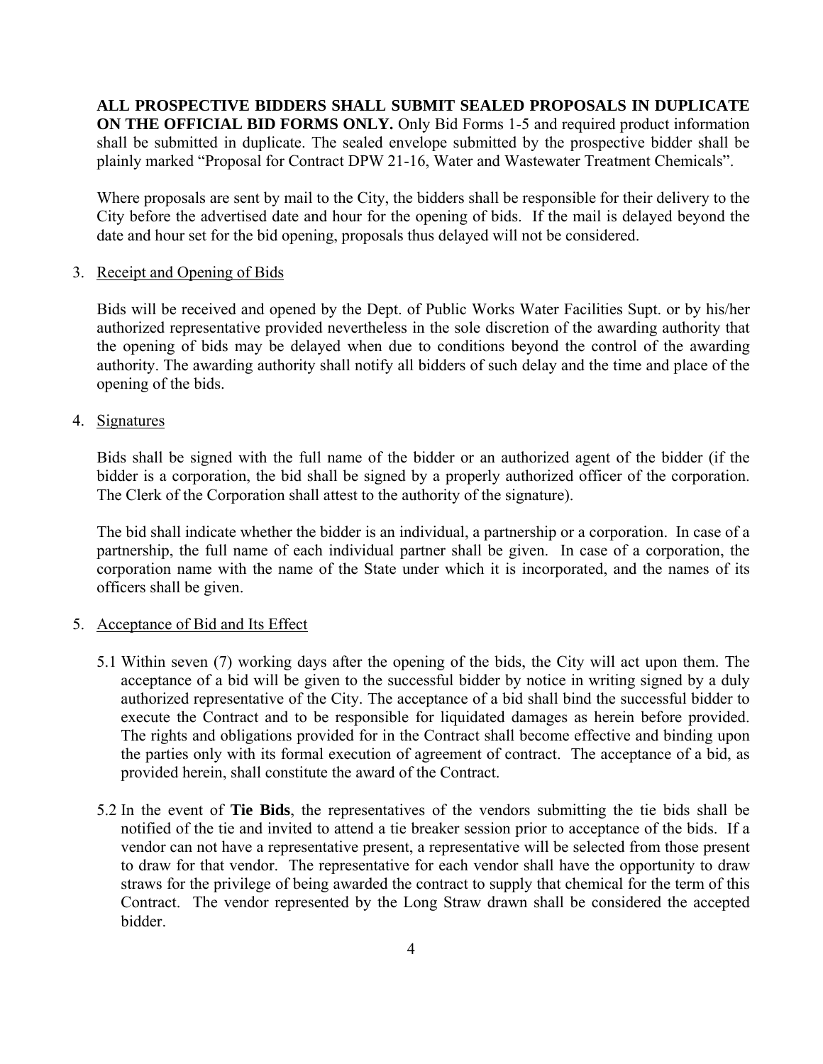**ALL PROSPECTIVE BIDDERS SHALL SUBMIT SEALED PROPOSALS IN DUPLICATE ON THE OFFICIAL BID FORMS ONLY.** Only Bid Forms 1-5 and required product information shall be submitted in duplicate. The sealed envelope submitted by the prospective bidder shall be plainly marked "Proposal for Contract DPW 21-16, Water and Wastewater Treatment Chemicals".

Where proposals are sent by mail to the City, the bidders shall be responsible for their delivery to the City before the advertised date and hour for the opening of bids. If the mail is delayed beyond the date and hour set for the bid opening, proposals thus delayed will not be considered.

3. Receipt and Opening of Bids

   Bids will be received and opened by the Dept. of Public Works Water Facilities Supt. or by his/her authorized representative provided nevertheless in the sole discretion of the awarding authority that the opening of bids may be delayed when due to conditions beyond the control of the awarding authority. The awarding authority shall notify all bidders of such delay and the time and place of the opening of the bids.

4. Signatures

   Bids shall be signed with the full name of the bidder or an authorized agent of the bidder (if the bidder is a corporation, the bid shall be signed by a properly authorized officer of the corporation. The Clerk of the Corporation shall attest to the authority of the signature).

   The bid shall indicate whether the bidder is an individual, a partnership or a corporation. In case of a partnership, the full name of each individual partner shall be given. In case of a corporation, the corporation name with the name of the State under which it is incorporated, and the names of its officers shall be given.

5. Acceptance of Bid and Its Effect

   5.1 Within seven (7) working days after the opening of the bids, the City will act upon them. The acceptance of a bid will be given to the successful bidder by notice in writing signed by a duly authorized representative of the City. The acceptance of a bid shall bind the successful bidder to execute the Contract and to be responsible for liquidated damages as herein before provided. The rights and obligations provided for in the Contract shall become effective and binding upon the parties only with its formal execution of agreement of contract. The acceptance of a bid, as provided herein, shall constitute the award of the Contract.

   5.2 In the event of **Tie Bids**, the representatives of the vendors submitting the tie bids shall be notified of the tie and invited to attend a tie breaker session prior to acceptance of the bids. If a vendor can not have a representative present, a representative will be selected from those present to draw for that vendor. The representative for each vendor shall have the opportunity to draw straws for the privilege of being awarded the contract to supply that chemical for the term of this Contract. The vendor represented by the Long Straw drawn shall be considered the accepted bidder.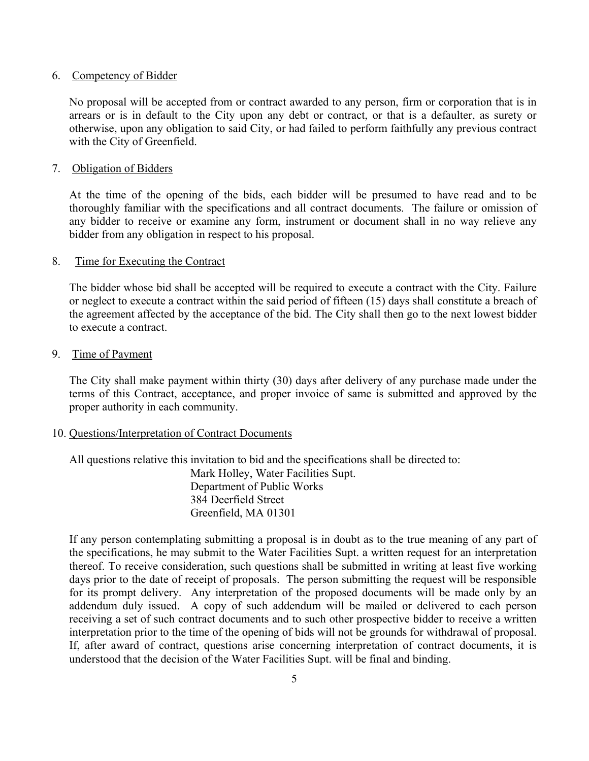6. <u>Competency of Bidder</u>

No proposal will be accepted from or contract awarded to any person, firm or corporation that is in arrears or is in default to the City upon any debt or contract, or that is a defaulter, as surety or otherwise, upon any obligation to said City, or had failed to perform faithfully any previous contract with the City of Greenfield.

7. <u>Obligation of Bidders</u>

At the time of the opening of the bids, each bidder will be presumed to have read and to be thoroughly familiar with the specifications and all contract documents. The failure or omission of any bidder to receive or examine any form, instrument or document shall in no way relieve any bidder from any obligation in respect to his proposal.

8. <u>Time for Executing the Contract</u>

The bidder whose bid shall be accepted will be required to execute a contract with the City. Failure or neglect to execute a contract within the said period of fifteen (15) days shall constitute a breach of the agreement affected by the acceptance of the bid. The City shall then go to the next lowest bidder to execute a contract.

9. <u>Time of Payment</u>

The City shall make payment within thirty (30) days after delivery of any purchase made under the terms of this Contract, acceptance, and proper invoice of same is submitted and approved by the proper authority in each community.

10. <u>Questions/Interpretation of Contract Documents</u>

All questions relative this invitation to bid and the specifications shall be directed to:

Mark Holley, Water Facilities Supt.
Department of Public Works
384 Deerfield Street
Greenfield, MA 01301

If any person contemplating submitting a proposal is in doubt as to the true meaning of any part of the specifications, he may submit to the Water Facilities Supt. a written request for an interpretation thereof. To receive consideration, such questions shall be submitted in writing at least five working days prior to the date of receipt of proposals. The person submitting the request will be responsible for its prompt delivery. Any interpretation of the proposed documents will be made only by an addendum duly issued. A copy of such addendum will be mailed or delivered to each person receiving a set of such contract documents and to such other prospective bidder to receive a written interpretation prior to the time of the opening of bids will not be grounds for withdrawal of proposal. If, after award of contract, questions arise concerning interpretation of contract documents, it is understood that the decision of the Water Facilities Supt. will be final and binding.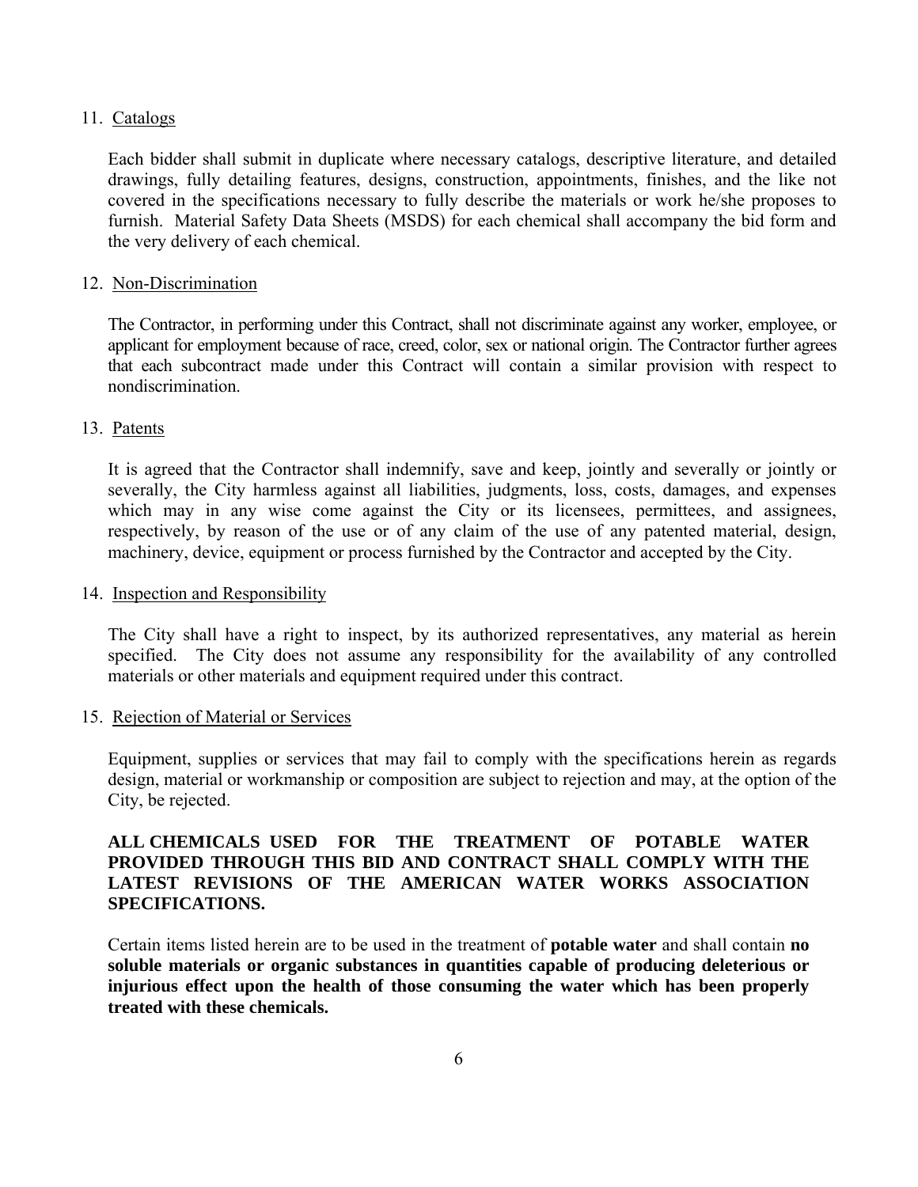11. Catalogs

Each bidder shall submit in duplicate where necessary catalogs, descriptive literature, and detailed drawings, fully detailing features, designs, construction, appointments, finishes, and the like not covered in the specifications necessary to fully describe the materials or work he/she proposes to furnish. Material Safety Data Sheets (MSDS) for each chemical shall accompany the bid form and the very delivery of each chemical.

12. Non-Discrimination

The Contractor, in performing under this Contract, shall not discriminate against any worker, employee, or applicant for employment because of race, creed, color, sex or national origin. The Contractor further agrees that each subcontract made under this Contract will contain a similar provision with respect to nondiscrimination.

13. Patents

It is agreed that the Contractor shall indemnify, save and keep, jointly and severally or jointly or severally, the City harmless against all liabilities, judgments, loss, costs, damages, and expenses which may in any wise come against the City or its licensees, permittees, and assignees, respectively, by reason of the use or of any claim of the use of any patented material, design, machinery, device, equipment or process furnished by the Contractor and accepted by the City.

14. Inspection and Responsibility

The City shall have a right to inspect, by its authorized representatives, any material as herein specified. The City does not assume any responsibility for the availability of any controlled materials or other materials and equipment required under this contract.

15. Rejection of Material or Services

Equipment, supplies or services that may fail to comply with the specifications herein as regards design, material or workmanship or composition are subject to rejection and may, at the option of the City, be rejected.

**ALL CHEMICALS USED FOR THE TREATMENT OF POTABLE WATER PROVIDED THROUGH THIS BID AND CONTRACT SHALL COMPLY WITH THE LATEST REVISIONS OF THE AMERICAN WATER WORKS ASSOCIATION SPECIFICATIONS.**

Certain items listed herein are to be used in the treatment of **potable water** and shall contain **no soluble materials or organic substances in quantities capable of producing deleterious or injurious effect upon the health of those consuming the water which has been properly treated with these chemicals.**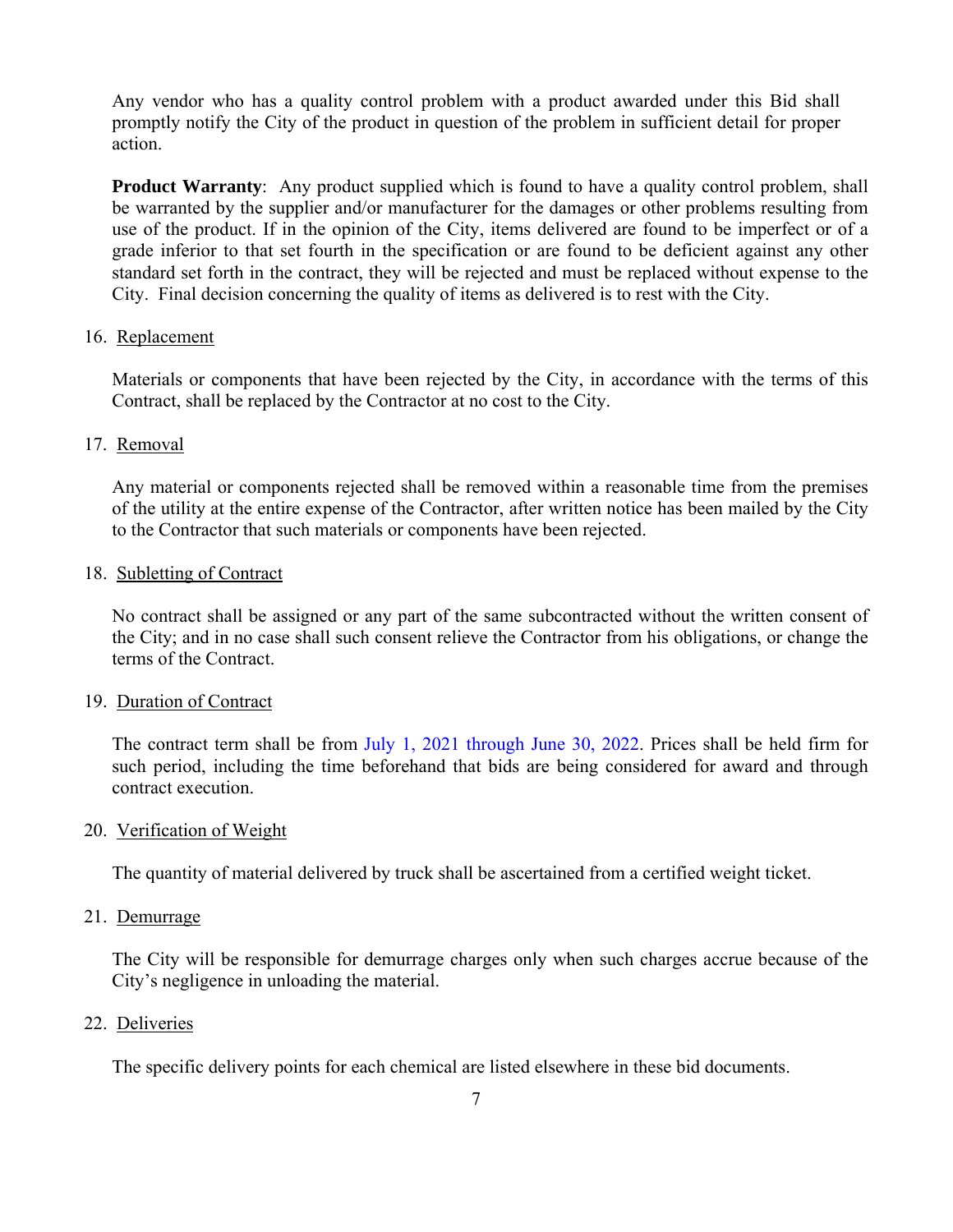Any vendor who has a quality control problem with a product awarded under this Bid shall promptly notify the City of the product in question of the problem in sufficient detail for proper action.

**Product Warranty**: Any product supplied which is found to have a quality control problem, shall be warranted by the supplier and/or manufacturer for the damages or other problems resulting from use of the product. If in the opinion of the City, items delivered are found to be imperfect or of a grade inferior to that set fourth in the specification or are found to be deficient against any other standard set forth in the contract, they will be rejected and must be replaced without expense to the City. Final decision concerning the quality of items as delivered is to rest with the City.

16. Replacement

Materials or components that have been rejected by the City, in accordance with the terms of this Contract, shall be replaced by the Contractor at no cost to the City.

17. Removal

Any material or components rejected shall be removed within a reasonable time from the premises of the utility at the entire expense of the Contractor, after written notice has been mailed by the City to the Contractor that such materials or components have been rejected.

18. Subletting of Contract

No contract shall be assigned or any part of the same subcontracted without the written consent of the City; and in no case shall such consent relieve the Contractor from his obligations, or change the terms of the Contract.

19. Duration of Contract

The contract term shall be from July 1, 2021 through June 30, 2022. Prices shall be held firm for such period, including the time beforehand that bids are being considered for award and through contract execution.

20. Verification of Weight

The quantity of material delivered by truck shall be ascertained from a certified weight ticket.

21. Demurrage

The City will be responsible for demurrage charges only when such charges accrue because of the City's negligence in unloading the material.

22. Deliveries

The specific delivery points for each chemical are listed elsewhere in these bid documents.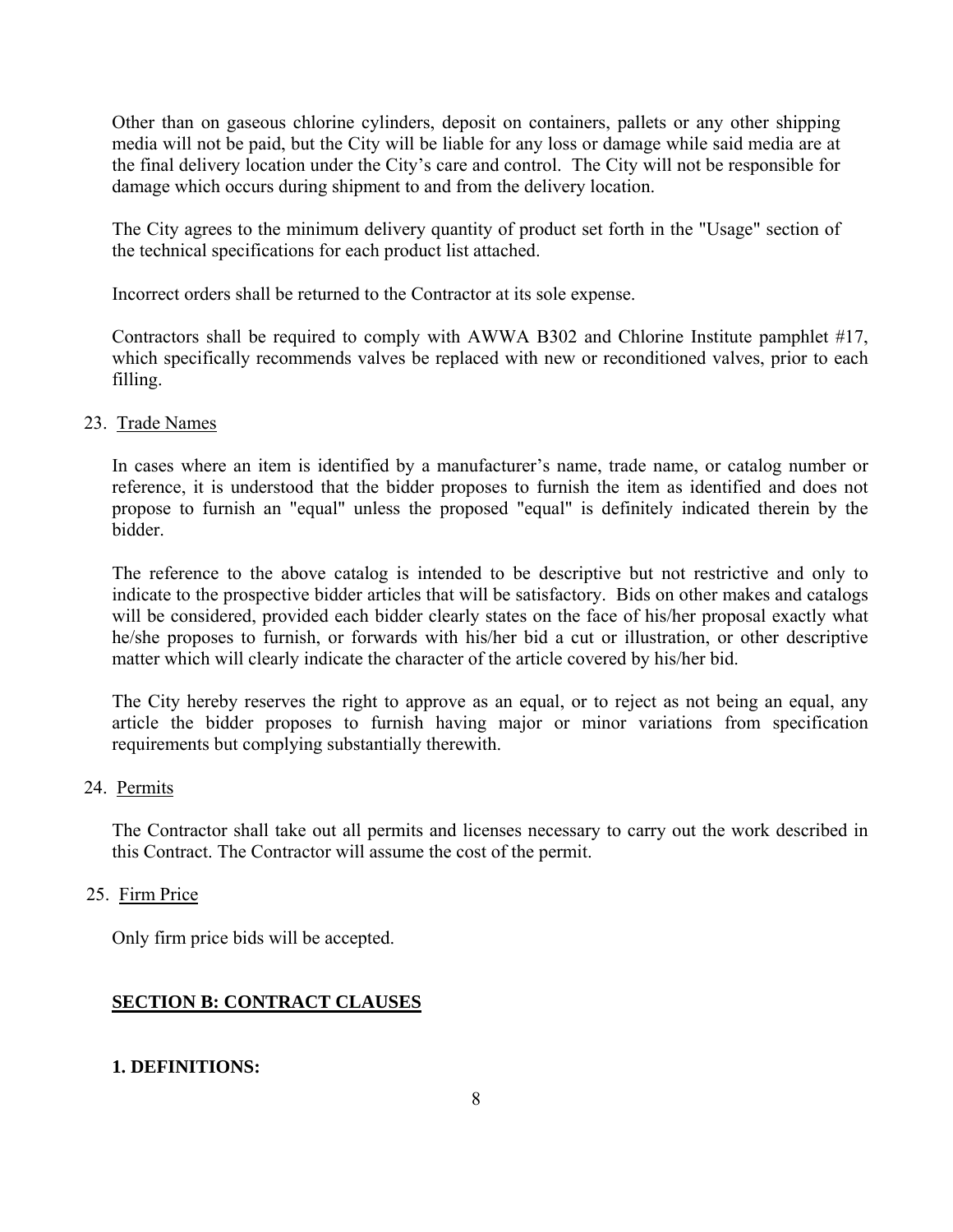Other than on gaseous chlorine cylinders, deposit on containers, pallets or any other shipping media will not be paid, but the City will be liable for any loss or damage while said media are at the final delivery location under the City's care and control. The City will not be responsible for damage which occurs during shipment to and from the delivery location.

The City agrees to the minimum delivery quantity of product set forth in the "Usage" section of the technical specifications for each product list attached.

Incorrect orders shall be returned to the Contractor at its sole expense.

Contractors shall be required to comply with AWWA B302 and Chlorine Institute pamphlet #17, which specifically recommends valves be replaced with new or reconditioned valves, prior to each filling.

23. Trade Names

In cases where an item is identified by a manufacturer's name, trade name, or catalog number or reference, it is understood that the bidder proposes to furnish the item as identified and does not propose to furnish an "equal" unless the proposed "equal" is definitely indicated therein by the bidder.

The reference to the above catalog is intended to be descriptive but not restrictive and only to indicate to the prospective bidder articles that will be satisfactory. Bids on other makes and catalogs will be considered, provided each bidder clearly states on the face of his/her proposal exactly what he/she proposes to furnish, or forwards with his/her bid a cut or illustration, or other descriptive matter which will clearly indicate the character of the article covered by his/her bid.

The City hereby reserves the right to approve as an equal, or to reject as not being an equal, any article the bidder proposes to furnish having major or minor variations from specification requirements but complying substantially therewith.

24. Permits

The Contractor shall take out all permits and licenses necessary to carry out the work described in this Contract. The Contractor will assume the cost of the permit.

25. Firm Price

Only firm price bids will be accepted.

## SECTION B: CONTRACT CLAUSES

### 1. DEFINITIONS: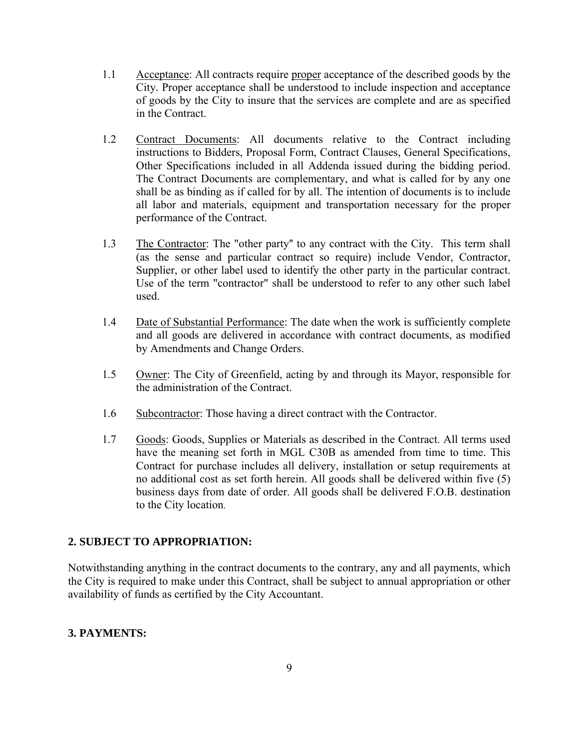1.1 Acceptance: All contracts require proper acceptance of the described goods by the City. Proper acceptance shall be understood to include inspection and acceptance of goods by the City to insure that the services are complete and are as specified in the Contract.

1.2 Contract Documents: All documents relative to the Contract including instructions to Bidders, Proposal Form, Contract Clauses, General Specifications, Other Specifications included in all Addenda issued during the bidding period. The Contract Documents are complementary, and what is called for by any one shall be as binding as if called for by all. The intention of documents is to include all labor and materials, equipment and transportation necessary for the proper performance of the Contract.

1.3 The Contractor: The "other party" to any contract with the City. This term shall (as the sense and particular contract so require) include Vendor, Contractor, Supplier, or other label used to identify the other party in the particular contract. Use of the term "contractor" shall be understood to refer to any other such label used.

1.4 Date of Substantial Performance: The date when the work is sufficiently complete and all goods are delivered in accordance with contract documents, as modified by Amendments and Change Orders.

1.5 Owner: The City of Greenfield, acting by and through its Mayor, responsible for the administration of the Contract.

1.6 Subcontractor: Those having a direct contract with the Contractor.

1.7 Goods: Goods, Supplies or Materials as described in the Contract. All terms used have the meaning set forth in MGL C30B as amended from time to time. This Contract for purchase includes all delivery, installation or setup requirements at no additional cost as set forth herein. All goods shall be delivered within five (5) business days from date of order. All goods shall be delivered F.O.B. destination to the City location.

**2. SUBJECT TO APPROPRIATION:**

Notwithstanding anything in the contract documents to the contrary, any and all payments, which the City is required to make under this Contract, shall be subject to annual appropriation or other availability of funds as certified by the City Accountant.

**3. PAYMENTS:**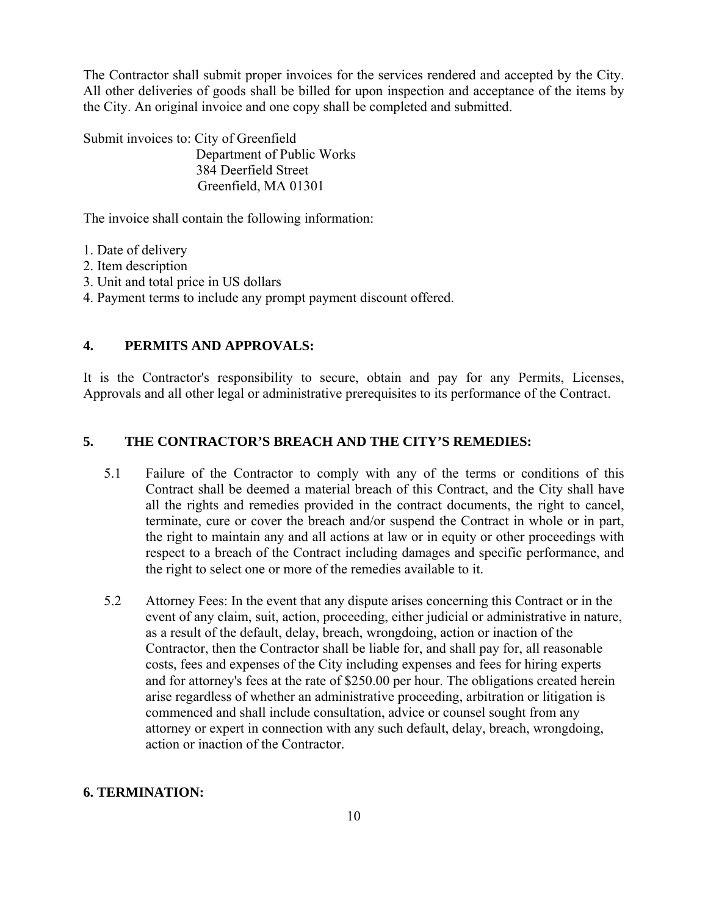The Contractor shall submit proper invoices for the services rendered and accepted by the City. All other deliveries of goods shall be billed for upon inspection and acceptance of the items by the City. An original invoice and one copy shall be completed and submitted.

Submit invoices to: City of Greenfield
Department of Public Works
384 Deerfield Street
Greenfield, MA 01301

The invoice shall contain the following information:

1. Date of delivery
2. Item description
3. Unit and total price in US dollars
4. Payment terms to include any prompt payment discount offered.

## 4. PERMITS AND APPROVALS:

It is the Contractor's responsibility to secure, obtain and pay for any Permits, Licenses, Approvals and all other legal or administrative prerequisites to its performance of the Contract.

## 5. THE CONTRACTOR'S BREACH AND THE CITY'S REMEDIES:

5.1 Failure of the Contractor to comply with any of the terms or conditions of this Contract shall be deemed a material breach of this Contract, and the City shall have all the rights and remedies provided in the contract documents, the right to cancel, terminate, cure or cover the breach and/or suspend the Contract in whole or in part, the right to maintain any and all actions at law or in equity or other proceedings with respect to a breach of the Contract including damages and specific performance, and the right to select one or more of the remedies available to it.

5.2 Attorney Fees: In the event that any dispute arises concerning this Contract or in the event of any claim, suit, action, proceeding, either judicial or administrative in nature, as a result of the default, delay, breach, wrongdoing, action or inaction of the Contractor, then the Contractor shall be liable for, and shall pay for, all reasonable costs, fees and expenses of the City including expenses and fees for hiring experts and for attorney's fees at the rate of $250.00 per hour. The obligations created herein arise regardless of whether an administrative proceeding, arbitration or litigation is commenced and shall include consultation, advice or counsel sought from any attorney or expert in connection with any such default, delay, breach, wrongdoing, action or inaction of the Contractor.

## 6. TERMINATION: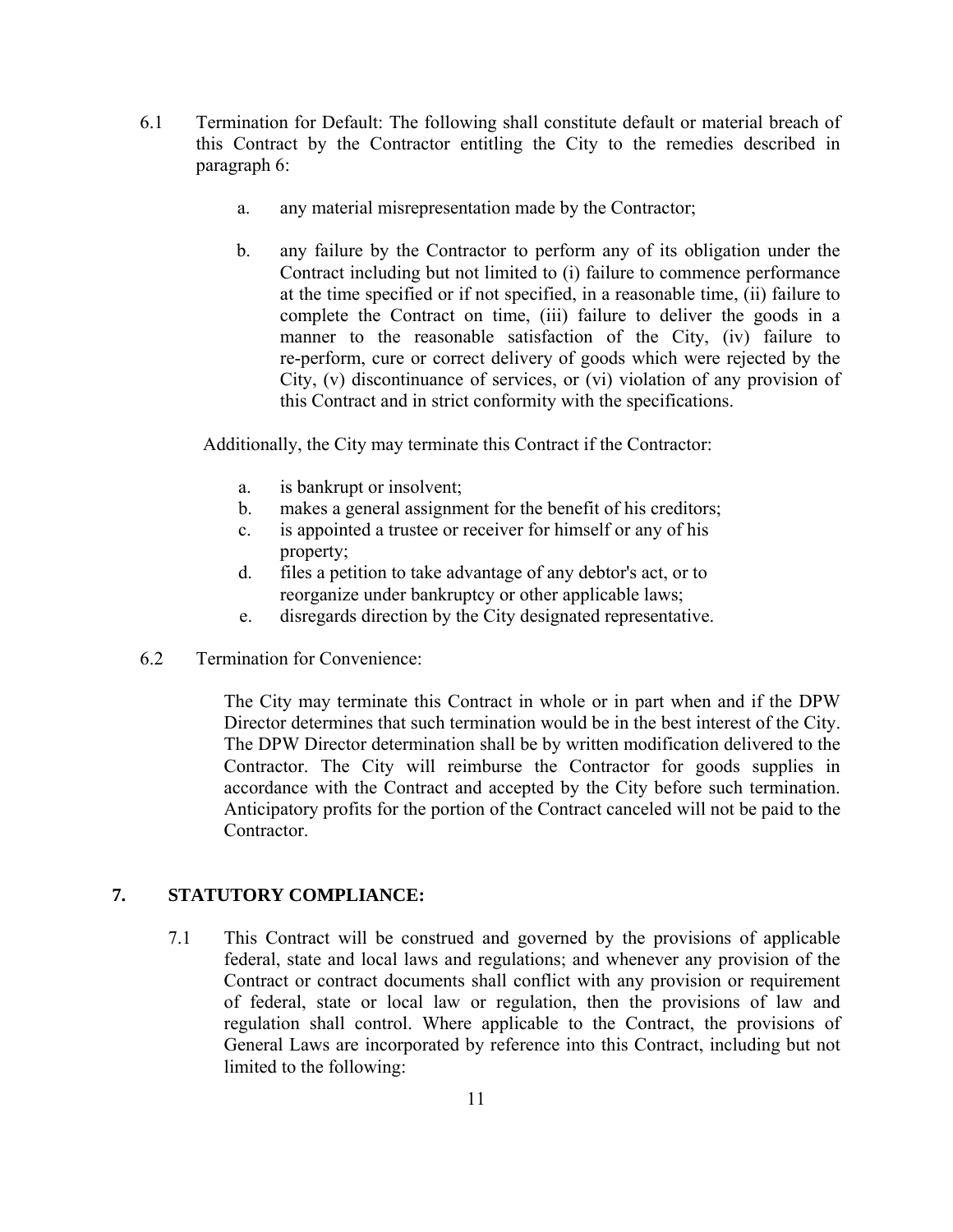6.1 Termination for Default: The following shall constitute default or material breach of this Contract by the Contractor entitling the City to the remedies described in paragraph 6:

   a. any material misrepresentation made by the Contractor;

   b. any failure by the Contractor to perform any of its obligation under the Contract including but not limited to (i) failure to commence performance at the time specified or if not specified, in a reasonable time, (ii) failure to complete the Contract on time, (iii) failure to deliver the goods in a manner to the reasonable satisfaction of the City, (iv) failure to re-perform, cure or correct delivery of goods which were rejected by the City, (v) discontinuance of services, or (vi) violation of any provision of this Contract and in strict conformity with the specifications.

   Additionally, the City may terminate this Contract if the Contractor:

   a. is bankrupt or insolvent;
   b. makes a general assignment for the benefit of his creditors;
   c. is appointed a trustee or receiver for himself or any of his property;
   d. files a petition to take advantage of any debtor's act, or to reorganize under bankruptcy or other applicable laws;
   e. disregards direction by the City designated representative.

6.2 Termination for Convenience:

   The City may terminate this Contract in whole or in part when and if the DPW Director determines that such termination would be in the best interest of the City. The DPW Director determination shall be by written modification delivered to the Contractor. The City will reimburse the Contractor for goods supplies in accordance with the Contract and accepted by the City before such termination. Anticipatory profits for the portion of the Contract canceled will not be paid to the Contractor.

## 7. STATUTORY COMPLIANCE:

7.1 This Contract will be construed and governed by the provisions of applicable federal, state and local laws and regulations; and whenever any provision of the Contract or contract documents shall conflict with any provision or requirement of federal, state or local law or regulation, then the provisions of law and regulation shall control. Where applicable to the Contract, the provisions of General Laws are incorporated by reference into this Contract, including but not limited to the following: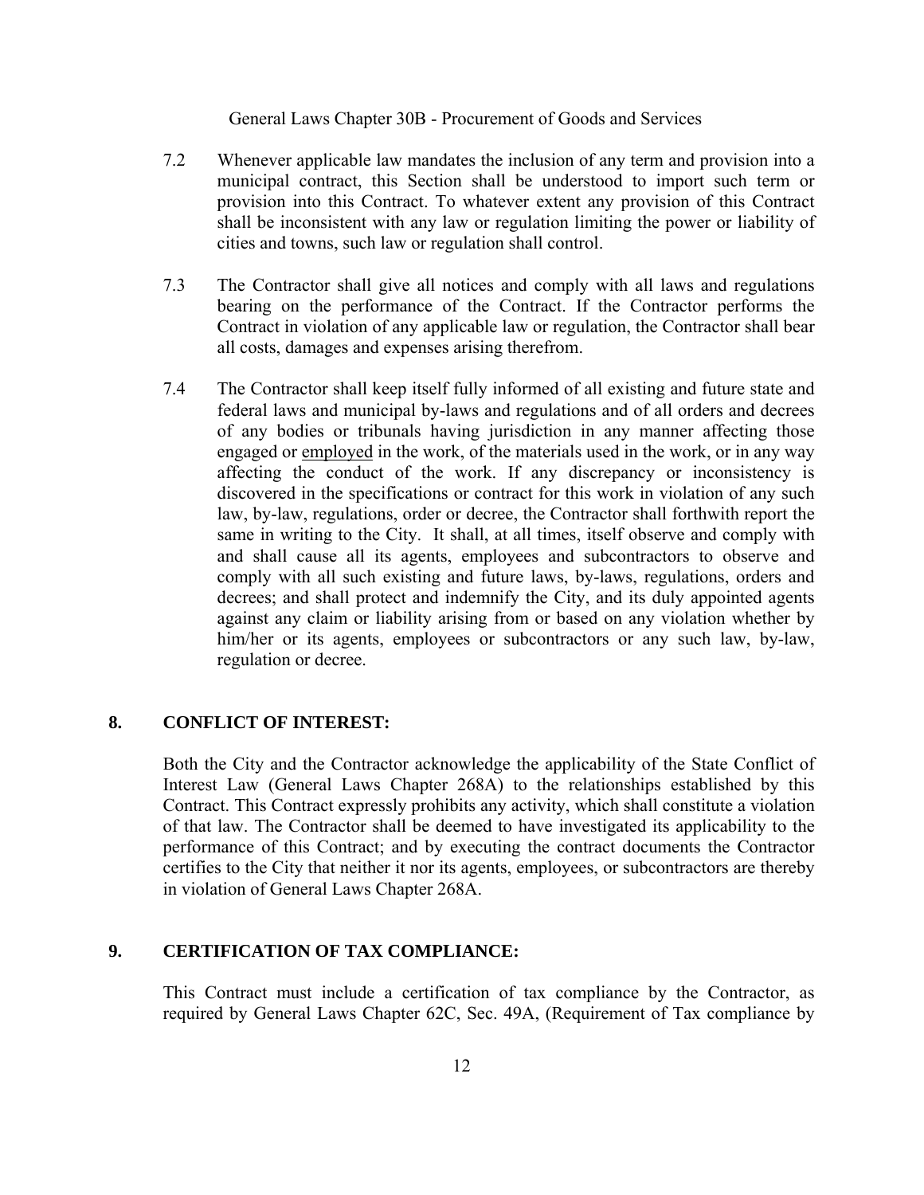General Laws Chapter 30B - Procurement of Goods and Services

7.2 Whenever applicable law mandates the inclusion of any term and provision into a municipal contract, this Section shall be understood to import such term or provision into this Contract. To whatever extent any provision of this Contract shall be inconsistent with any law or regulation limiting the power or liability of cities and towns, such law or regulation shall control.

7.3 The Contractor shall give all notices and comply with all laws and regulations bearing on the performance of the Contract. If the Contractor performs the Contract in violation of any applicable law or regulation, the Contractor shall bear all costs, damages and expenses arising therefrom.

7.4 The Contractor shall keep itself fully informed of all existing and future state and federal laws and municipal by-laws and regulations and of all orders and decrees of any bodies or tribunals having jurisdiction in any manner affecting those engaged or employed in the work, of the materials used in the work, or in any way affecting the conduct of the work. If any discrepancy or inconsistency is discovered in the specifications or contract for this work in violation of any such law, by-law, regulations, order or decree, the Contractor shall forthwith report the same in writing to the City. It shall, at all times, itself observe and comply with and shall cause all its agents, employees and subcontractors to observe and comply with all such existing and future laws, by-laws, regulations, orders and decrees; and shall protect and indemnify the City, and its duly appointed agents against any claim or liability arising from or based on any violation whether by him/her or its agents, employees or subcontractors or any such law, by-law, regulation or decree.

## 8. CONFLICT OF INTEREST:

Both the City and the Contractor acknowledge the applicability of the State Conflict of Interest Law (General Laws Chapter 268A) to the relationships established by this Contract. This Contract expressly prohibits any activity, which shall constitute a violation of that law. The Contractor shall be deemed to have investigated its applicability to the performance of this Contract; and by executing the contract documents the Contractor certifies to the City that neither it nor its agents, employees, or subcontractors are thereby in violation of General Laws Chapter 268A.

## 9. CERTIFICATION OF TAX COMPLIANCE:

This Contract must include a certification of tax compliance by the Contractor, as required by General Laws Chapter 62C, Sec. 49A, (Requirement of Tax compliance by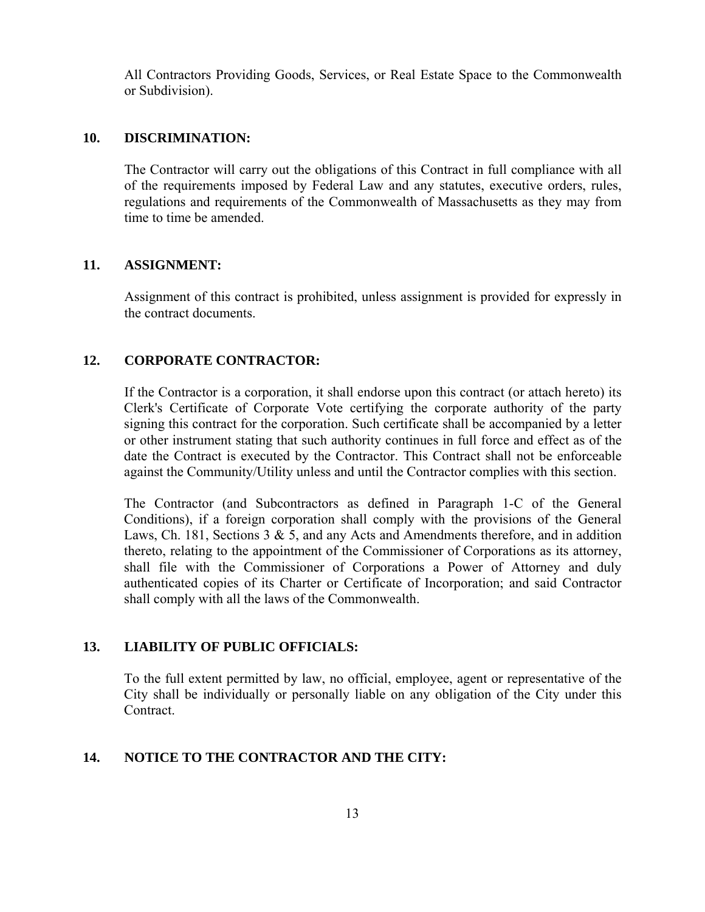All Contractors Providing Goods, Services, or Real Estate Space to the Commonwealth or Subdivision).

## 10. DISCRIMINATION:

The Contractor will carry out the obligations of this Contract in full compliance with all of the requirements imposed by Federal Law and any statutes, executive orders, rules, regulations and requirements of the Commonwealth of Massachusetts as they may from time to time be amended.

## 11. ASSIGNMENT:

Assignment of this contract is prohibited, unless assignment is provided for expressly in the contract documents.

## 12. CORPORATE CONTRACTOR:

If the Contractor is a corporation, it shall endorse upon this contract (or attach hereto) its Clerk's Certificate of Corporate Vote certifying the corporate authority of the party signing this contract for the corporation. Such certificate shall be accompanied by a letter or other instrument stating that such authority continues in full force and effect as of the date the Contract is executed by the Contractor. This Contract shall not be enforceable against the Community/Utility unless and until the Contractor complies with this section.

The Contractor (and Subcontractors as defined in Paragraph 1-C of the General Conditions), if a foreign corporation shall comply with the provisions of the General Laws, Ch. 181, Sections 3 & 5, and any Acts and Amendments therefore, and in addition thereto, relating to the appointment of the Commissioner of Corporations as its attorney, shall file with the Commissioner of Corporations a Power of Attorney and duly authenticated copies of its Charter or Certificate of Incorporation; and said Contractor shall comply with all the laws of the Commonwealth.

## 13. LIABILITY OF PUBLIC OFFICIALS:

To the full extent permitted by law, no official, employee, agent or representative of the City shall be individually or personally liable on any obligation of the City under this Contract.

## 14. NOTICE TO THE CONTRACTOR AND THE CITY: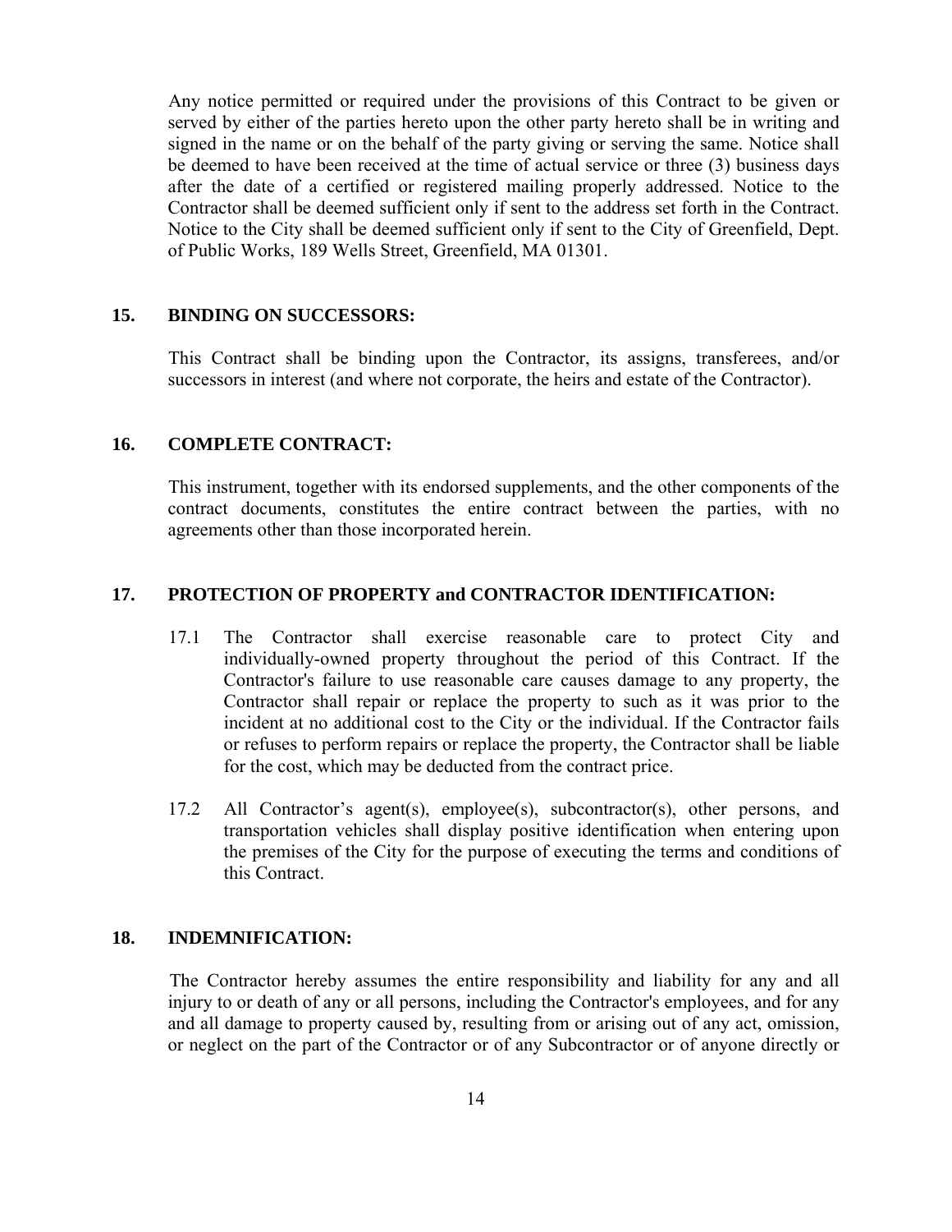Any notice permitted or required under the provisions of this Contract to be given or served by either of the parties hereto upon the other party hereto shall be in writing and signed in the name or on the behalf of the party giving or serving the same. Notice shall be deemed to have been received at the time of actual service or three (3) business days after the date of a certified or registered mailing properly addressed. Notice to the Contractor shall be deemed sufficient only if sent to the address set forth in the Contract. Notice to the City shall be deemed sufficient only if sent to the City of Greenfield, Dept. of Public Works, 189 Wells Street, Greenfield, MA 01301.

**15. BINDING ON SUCCESSORS:**

This Contract shall be binding upon the Contractor, its assigns, transferees, and/or successors in interest (and where not corporate, the heirs and estate of the Contractor).

**16. COMPLETE CONTRACT:**

This instrument, together with its endorsed supplements, and the other components of the contract documents, constitutes the entire contract between the parties, with no agreements other than those incorporated herein.

**17. PROTECTION OF PROPERTY and CONTRACTOR IDENTIFICATION:**

17.1 The Contractor shall exercise reasonable care to protect City and individually-owned property throughout the period of this Contract. If the Contractor's failure to use reasonable care causes damage to any property, the Contractor shall repair or replace the property to such as it was prior to the incident at no additional cost to the City or the individual. If the Contractor fails or refuses to perform repairs or replace the property, the Contractor shall be liable for the cost, which may be deducted from the contract price.

17.2 All Contractor's agent(s), employee(s), subcontractor(s), other persons, and transportation vehicles shall display positive identification when entering upon the premises of the City for the purpose of executing the terms and conditions of this Contract.

**18. INDEMNIFICATION:**

The Contractor hereby assumes the entire responsibility and liability for any and all injury to or death of any or all persons, including the Contractor's employees, and for any and all damage to property caused by, resulting from or arising out of any act, omission, or neglect on the part of the Contractor or of any Subcontractor or of anyone directly or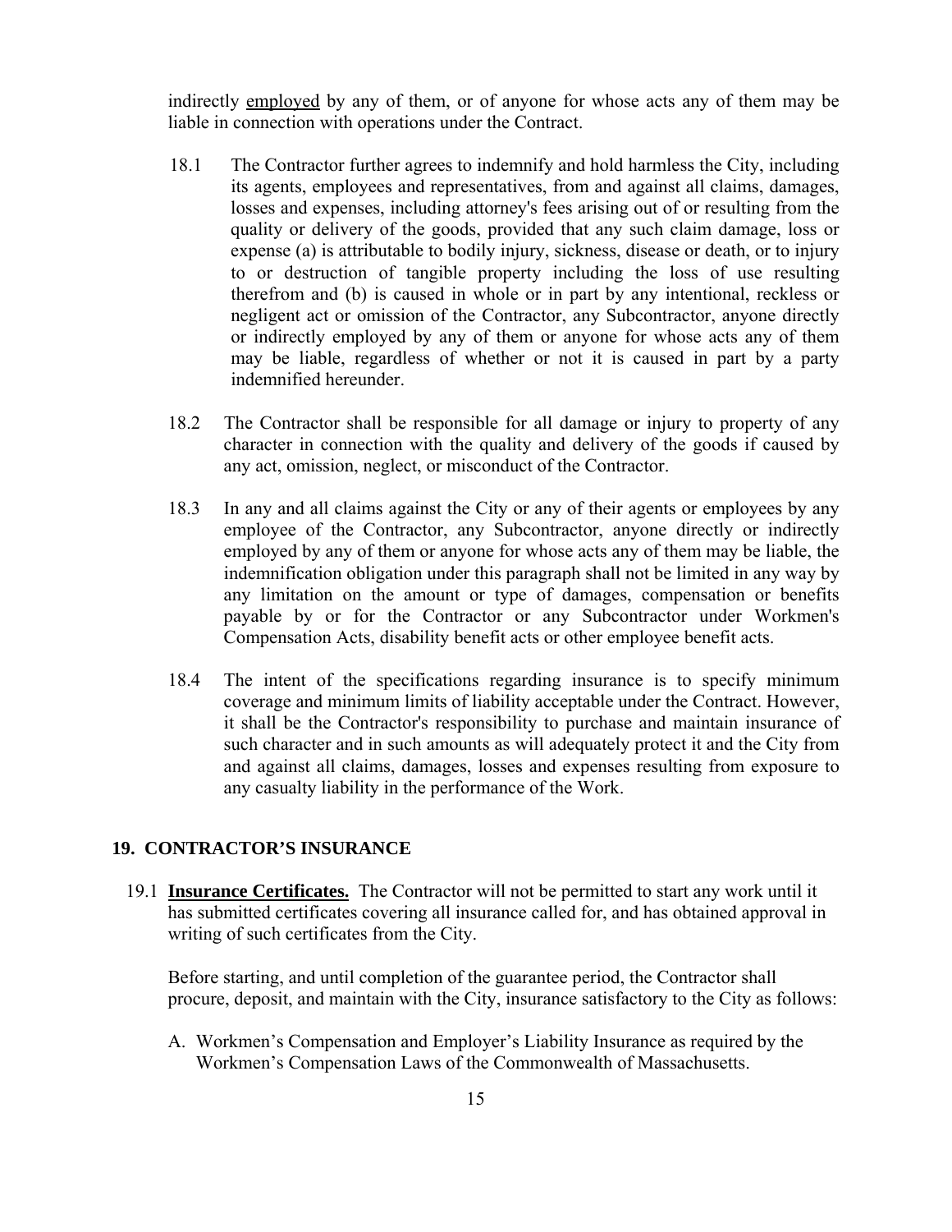indirectly employed by any of them, or of anyone for whose acts any of them may be liable in connection with operations under the Contract.

18.1 The Contractor further agrees to indemnify and hold harmless the City, including its agents, employees and representatives, from and against all claims, damages, losses and expenses, including attorney's fees arising out of or resulting from the quality or delivery of the goods, provided that any such claim damage, loss or expense (a) is attributable to bodily injury, sickness, disease or death, or to injury to or destruction of tangible property including the loss of use resulting therefrom and (b) is caused in whole or in part by any intentional, reckless or negligent act or omission of the Contractor, any Subcontractor, anyone directly or indirectly employed by any of them or anyone for whose acts any of them may be liable, regardless of whether or not it is caused in part by a party indemnified hereunder.

18.2 The Contractor shall be responsible for all damage or injury to property of any character in connection with the quality and delivery of the goods if caused by any act, omission, neglect, or misconduct of the Contractor.

18.3 In any and all claims against the City or any of their agents or employees by any employee of the Contractor, any Subcontractor, anyone directly or indirectly employed by any of them or anyone for whose acts any of them may be liable, the indemnification obligation under this paragraph shall not be limited in any way by any limitation on the amount or type of damages, compensation or benefits payable by or for the Contractor or any Subcontractor under Workmen's Compensation Acts, disability benefit acts or other employee benefit acts.

18.4 The intent of the specifications regarding insurance is to specify minimum coverage and minimum limits of liability acceptable under the Contract. However, it shall be the Contractor's responsibility to purchase and maintain insurance of such character and in such amounts as will adequately protect it and the City from and against all claims, damages, losses and expenses resulting from exposure to any casualty liability in the performance of the Work.

## 19. CONTRACTOR'S INSURANCE

19.1 **Insurance Certificates.** The Contractor will not be permitted to start any work until it has submitted certificates covering all insurance called for, and has obtained approval in writing of such certificates from the City.

Before starting, and until completion of the guarantee period, the Contractor shall procure, deposit, and maintain with the City, insurance satisfactory to the City as follows:

A. Workmen's Compensation and Employer's Liability Insurance as required by the Workmen's Compensation Laws of the Commonwealth of Massachusetts.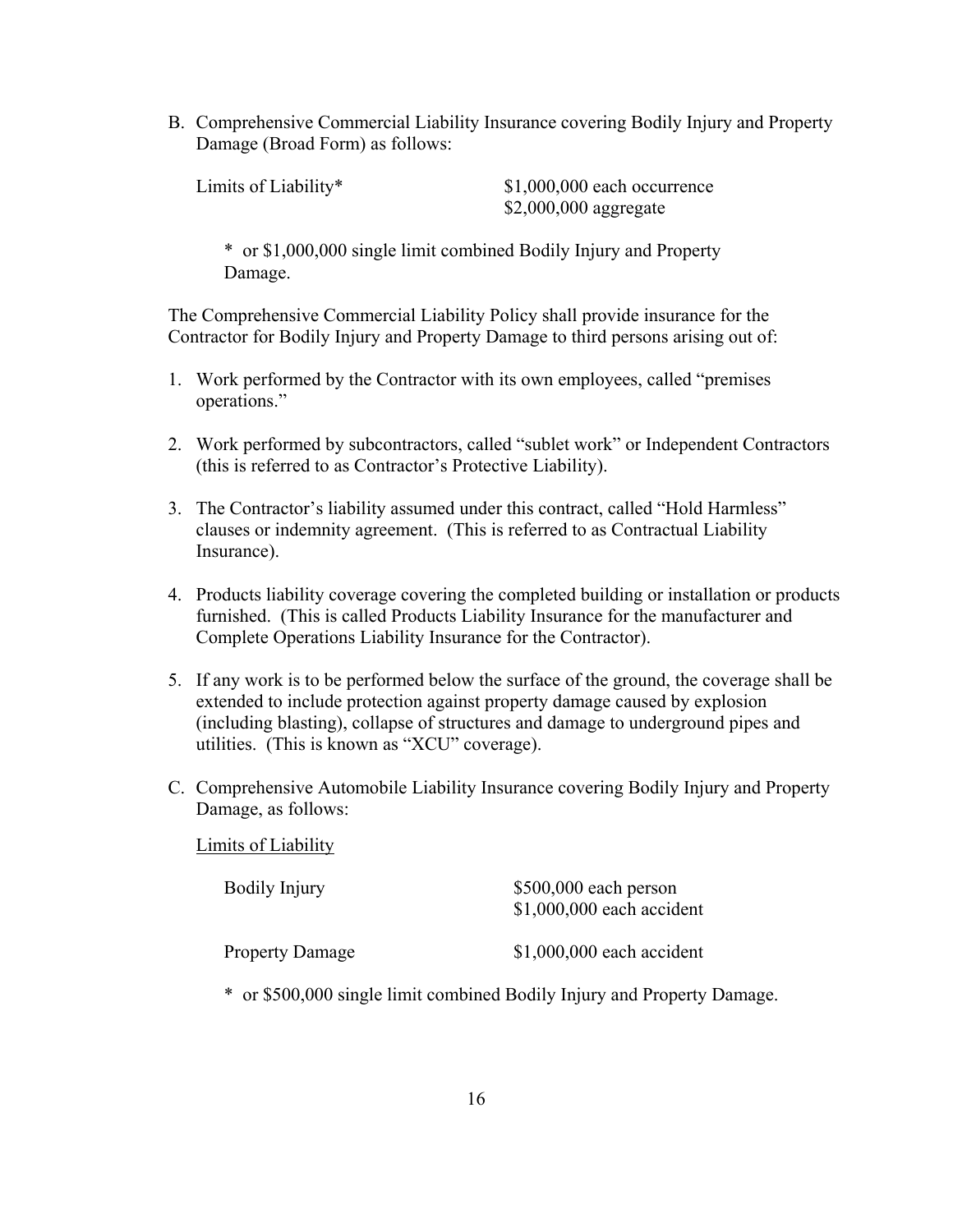B. Comprehensive Commercial Liability Insurance covering Bodily Injury and Property Damage (Broad Form) as follows:

| Limits of Liability* | $1,000,000 each occurrence<br>$2,000,000 aggregate |
|---|---|

\* or $1,000,000 single limit combined Bodily Injury and Property Damage.

The Comprehensive Commercial Liability Policy shall provide insurance for the Contractor for Bodily Injury and Property Damage to third persons arising out of:

1. Work performed by the Contractor with its own employees, called "premises operations."

2. Work performed by subcontractors, called "sublet work" or Independent Contractors (this is referred to as Contractor's Protective Liability).

3. The Contractor's liability assumed under this contract, called "Hold Harmless" clauses or indemnity agreement. (This is referred to as Contractual Liability Insurance).

4. Products liability coverage covering the completed building or installation or products furnished. (This is called Products Liability Insurance for the manufacturer and Complete Operations Liability Insurance for the Contractor).

5. If any work is to be performed below the surface of the ground, the coverage shall be extended to include protection against property damage caused by explosion (including blasting), collapse of structures and damage to underground pipes and utilities. (This is known as "XCU" coverage).

C. Comprehensive Automobile Liability Insurance covering Bodily Injury and Property Damage, as follows:

<u>Limits of Liability</u>

| Bodily Injury | $500,000 each person<br>$1,000,000 each accident |
|---|---|
| Property Damage | $1,000,000 each accident |

\* or $500,000 single limit combined Bodily Injury and Property Damage.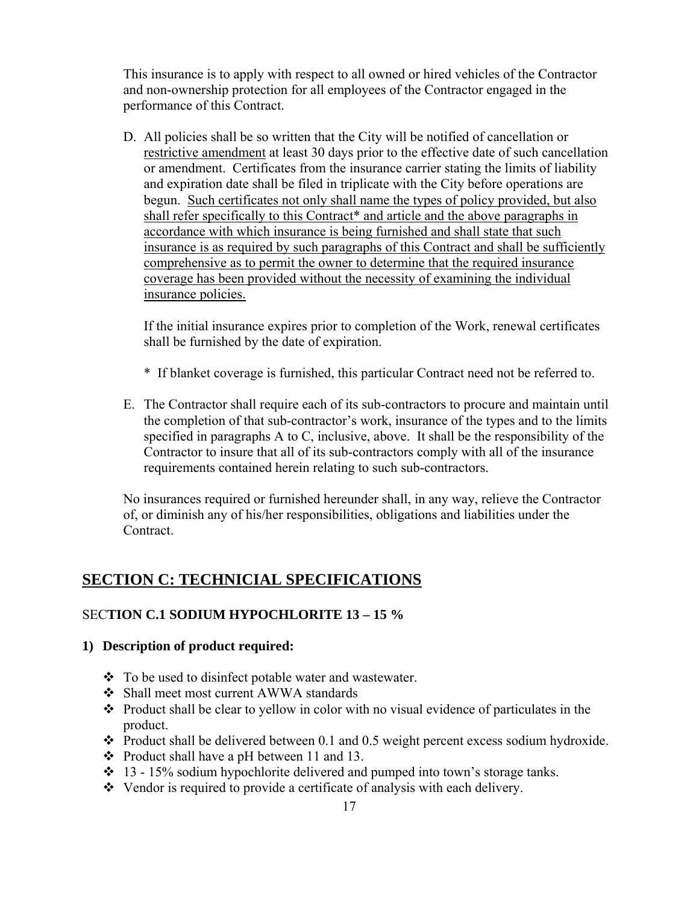This insurance is to apply with respect to all owned or hired vehicles of the Contractor and non-ownership protection for all employees of the Contractor engaged in the performance of this Contract.

D. All policies shall be so written that the City will be notified of cancellation or restrictive amendment at least 30 days prior to the effective date of such cancellation or amendment. Certificates from the insurance carrier stating the limits of liability and expiration date shall be filed in triplicate with the City before operations are begun. Such certificates not only shall name the types of policy provided, but also shall refer specifically to this Contract* and article and the above paragraphs in accordance with which insurance is being furnished and shall state that such insurance is as required by such paragraphs of this Contract and shall be sufficiently comprehensive as to permit the owner to determine that the required insurance coverage has been provided without the necessity of examining the individual insurance policies.

   If the initial insurance expires prior to completion of the Work, renewal certificates shall be furnished by the date of expiration.

   * If blanket coverage is furnished, this particular Contract need not be referred to.

E. The Contractor shall require each of its sub-contractors to procure and maintain until the completion of that sub-contractor's work, insurance of the types and to the limits specified in paragraphs A to C, inclusive, above. It shall be the responsibility of the Contractor to insure that all of its sub-contractors comply with all of the insurance requirements contained herein relating to such sub-contractors.

No insurances required or furnished hereunder shall, in any way, relieve the Contractor of, or diminish any of his/her responsibilities, obligations and liabilities under the Contract.

## SECTION C: TECHNICIAL SPECIFICATIONS

### SECTION C.1 SODIUM HYPOCHLORITE 13 – 15 %

**1) Description of product required:**

- To be used to disinfect potable water and wastewater.
- Shall meet most current AWWA standards
- Product shall be clear to yellow in color with no visual evidence of particulates in the product.
- Product shall be delivered between 0.1 and 0.5 weight percent excess sodium hydroxide.
- Product shall have a pH between 11 and 13.
- 13 - 15% sodium hypochlorite delivered and pumped into town's storage tanks.
- Vendor is required to provide a certificate of analysis with each delivery.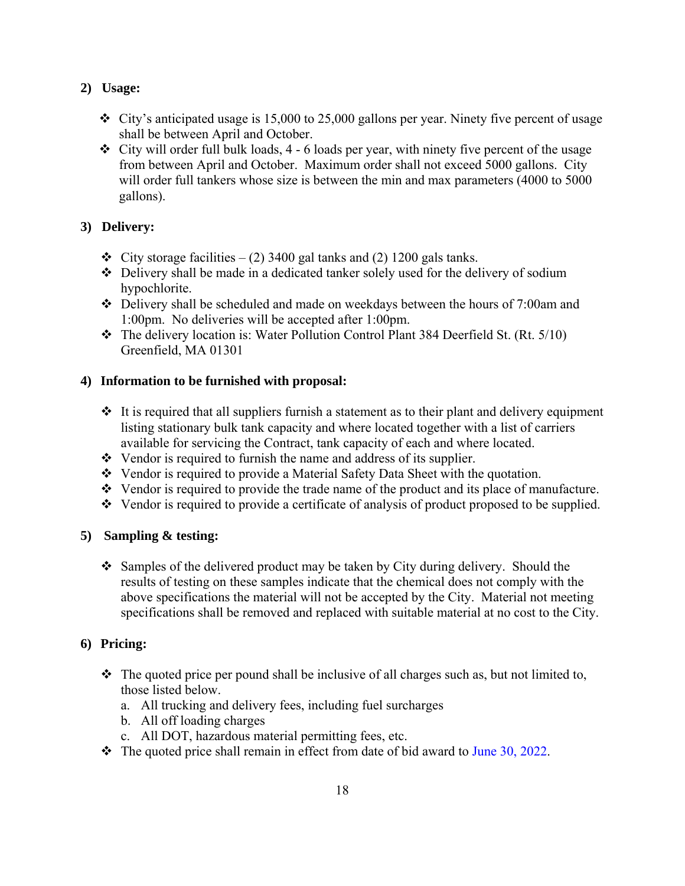**2) Usage:**

- City's anticipated usage is 15,000 to 25,000 gallons per year. Ninety five percent of usage shall be between April and October.
- City will order full bulk loads, 4 - 6 loads per year, with ninety five percent of the usage from between April and October. Maximum order shall not exceed 5000 gallons. City will order full tankers whose size is between the min and max parameters (4000 to 5000 gallons).

**3) Delivery:**

- City storage facilities – (2) 3400 gal tanks and (2) 1200 gals tanks.
- Delivery shall be made in a dedicated tanker solely used for the delivery of sodium hypochlorite.
- Delivery shall be scheduled and made on weekdays between the hours of 7:00am and 1:00pm. No deliveries will be accepted after 1:00pm.
- The delivery location is: Water Pollution Control Plant 384 Deerfield St. (Rt. 5/10) Greenfield, MA 01301

**4) Information to be furnished with proposal:**

- It is required that all suppliers furnish a statement as to their plant and delivery equipment listing stationary bulk tank capacity and where located together with a list of carriers available for servicing the Contract, tank capacity of each and where located.
- Vendor is required to furnish the name and address of its supplier.
- Vendor is required to provide a Material Safety Data Sheet with the quotation.
- Vendor is required to provide the trade name of the product and its place of manufacture.
- Vendor is required to provide a certificate of analysis of product proposed to be supplied.

**5) Sampling & testing:**

- Samples of the delivered product may be taken by City during delivery. Should the results of testing on these samples indicate that the chemical does not comply with the above specifications the material will not be accepted by the City. Material not meeting specifications shall be removed and replaced with suitable material at no cost to the City.

**6) Pricing:**

- The quoted price per pound shall be inclusive of all charges such as, but not limited to, those listed below.
  a. All trucking and delivery fees, including fuel surcharges
  b. All off loading charges
  c. All DOT, hazardous material permitting fees, etc.
- The quoted price shall remain in effect from date of bid award to June 30, 2022.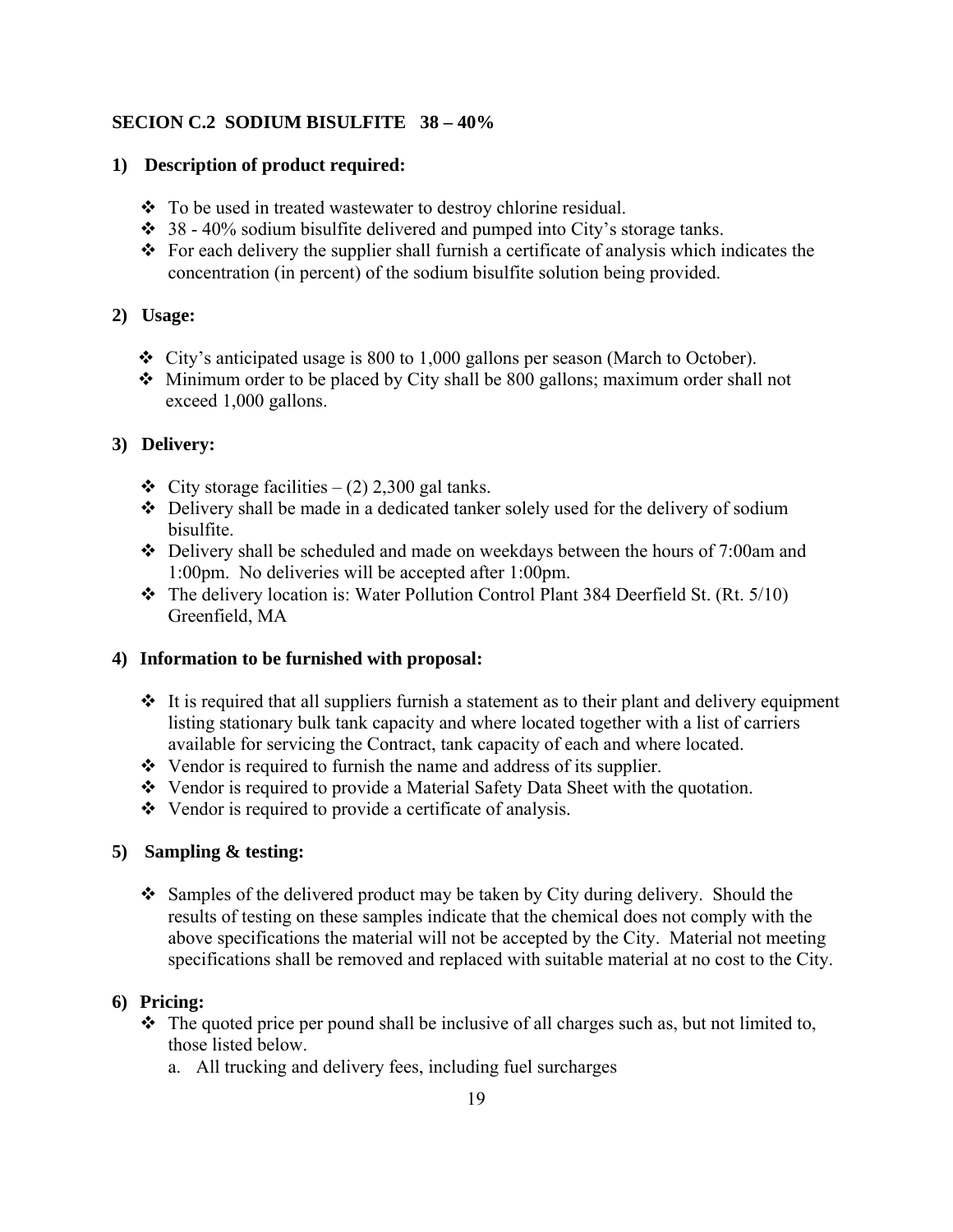## SECION C.2 SODIUM BISULFITE 38 – 40%

### 1) Description of product required:

- To be used in treated wastewater to destroy chlorine residual.
- 38 - 40% sodium bisulfite delivered and pumped into City's storage tanks.
- For each delivery the supplier shall furnish a certificate of analysis which indicates the concentration (in percent) of the sodium bisulfite solution being provided.

### 2) Usage:

- City's anticipated usage is 800 to 1,000 gallons per season (March to October).
- Minimum order to be placed by City shall be 800 gallons; maximum order shall not exceed 1,000 gallons.

### 3) Delivery:

- City storage facilities – (2) 2,300 gal tanks.
- Delivery shall be made in a dedicated tanker solely used for the delivery of sodium bisulfite.
- Delivery shall be scheduled and made on weekdays between the hours of 7:00am and 1:00pm. No deliveries will be accepted after 1:00pm.
- The delivery location is: Water Pollution Control Plant 384 Deerfield St. (Rt. 5/10) Greenfield, MA

### 4) Information to be furnished with proposal:

- It is required that all suppliers furnish a statement as to their plant and delivery equipment listing stationary bulk tank capacity and where located together with a list of carriers available for servicing the Contract, tank capacity of each and where located.
- Vendor is required to furnish the name and address of its supplier.
- Vendor is required to provide a Material Safety Data Sheet with the quotation.
- Vendor is required to provide a certificate of analysis.

### 5) Sampling & testing:

- Samples of the delivered product may be taken by City during delivery. Should the results of testing on these samples indicate that the chemical does not comply with the above specifications the material will not be accepted by the City. Material not meeting specifications shall be removed and replaced with suitable material at no cost to the City.

### 6) Pricing:

- The quoted price per pound shall be inclusive of all charges such as, but not limited to, those listed below.
  a. All trucking and delivery fees, including fuel surcharges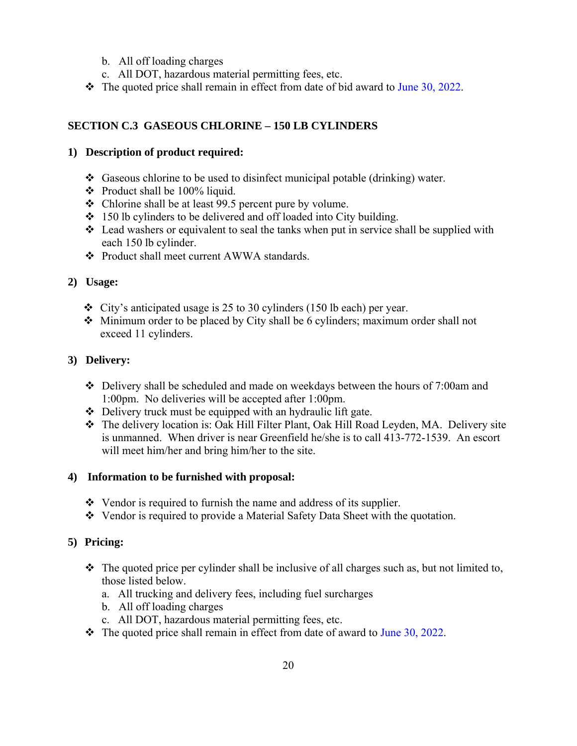b. All off loading charges
c. All DOT, hazardous material permitting fees, etc.

- The quoted price shall remain in effect from date of bid award to June 30, 2022.

## SECTION C.3 GASEOUS CHLORINE – 150 LB CYLINDERS

### 1) Description of product required:

- Gaseous chlorine to be used to disinfect municipal potable (drinking) water.
- Product shall be 100% liquid.
- Chlorine shall be at least 99.5 percent pure by volume.
- 150 lb cylinders to be delivered and off loaded into City building.
- Lead washers or equivalent to seal the tanks when put in service shall be supplied with each 150 lb cylinder.
- Product shall meet current AWWA standards.

### 2) Usage:

- City's anticipated usage is 25 to 30 cylinders (150 lb each) per year.
- Minimum order to be placed by City shall be 6 cylinders; maximum order shall not exceed 11 cylinders.

### 3) Delivery:

- Delivery shall be scheduled and made on weekdays between the hours of 7:00am and 1:00pm. No deliveries will be accepted after 1:00pm.
- Delivery truck must be equipped with an hydraulic lift gate.
- The delivery location is: Oak Hill Filter Plant, Oak Hill Road Leyden, MA. Delivery site is unmanned. When driver is near Greenfield he/she is to call 413-772-1539. An escort will meet him/her and bring him/her to the site.

### 4) Information to be furnished with proposal:

- Vendor is required to furnish the name and address of its supplier.
- Vendor is required to provide a Material Safety Data Sheet with the quotation.

### 5) Pricing:

- The quoted price per cylinder shall be inclusive of all charges such as, but not limited to, those listed below.
  a. All trucking and delivery fees, including fuel surcharges
  b. All off loading charges
  c. All DOT, hazardous material permitting fees, etc.
- The quoted price shall remain in effect from date of award to June 30, 2022.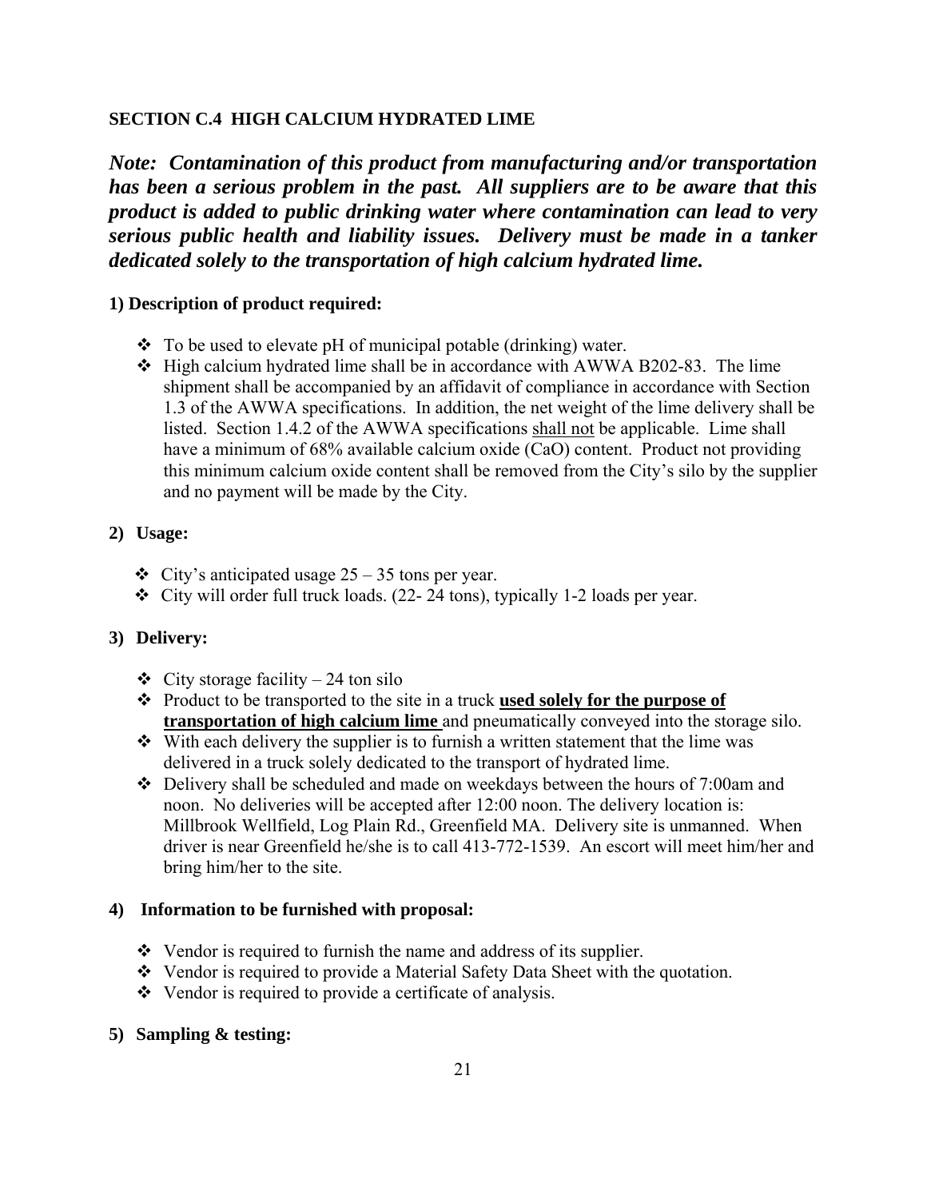## SECTION C.4 HIGH CALCIUM HYDRATED LIME

***Note: Contamination of this product from manufacturing and/or transportation has been a serious problem in the past. All suppliers are to be aware that this product is added to public drinking water where contamination can lead to very serious public health and liability issues. Delivery must be made in a tanker dedicated solely to the transportation of high calcium hydrated lime.***

### 1) Description of product required:

- To be used to elevate pH of municipal potable (drinking) water.
- High calcium hydrated lime shall be in accordance with AWWA B202-83. The lime shipment shall be accompanied by an affidavit of compliance in accordance with Section 1.3 of the AWWA specifications. In addition, the net weight of the lime delivery shall be listed. Section 1.4.2 of the AWWA specifications <u>shall not</u> be applicable. Lime shall have a minimum of 68% available calcium oxide (CaO) content. Product not providing this minimum calcium oxide content shall be removed from the City's silo by the supplier and no payment will be made by the City.

### 2) Usage:

- City's anticipated usage 25 – 35 tons per year.
- City will order full truck loads. (22- 24 tons), typically 1-2 loads per year.

### 3) Delivery:

- City storage facility – 24 ton silo
- Product to be transported to the site in a truck <u>**used solely for the purpose of transportation of high calcium lime**</u> and pneumatically conveyed into the storage silo.
- With each delivery the supplier is to furnish a written statement that the lime was delivered in a truck solely dedicated to the transport of hydrated lime.
- Delivery shall be scheduled and made on weekdays between the hours of 7:00am and noon. No deliveries will be accepted after 12:00 noon. The delivery location is: Millbrook Wellfield, Log Plain Rd., Greenfield MA. Delivery site is unmanned. When driver is near Greenfield he/she is to call 413-772-1539. An escort will meet him/her and bring him/her to the site.

### 4) Information to be furnished with proposal:

- Vendor is required to furnish the name and address of its supplier.
- Vendor is required to provide a Material Safety Data Sheet with the quotation.
- Vendor is required to provide a certificate of analysis.

### 5) Sampling & testing: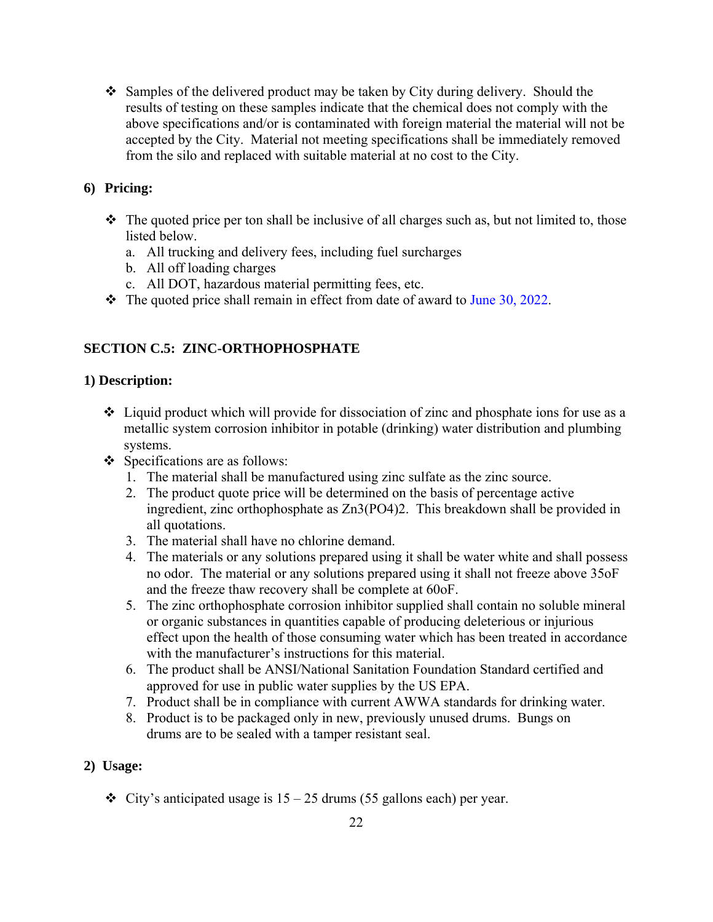- Samples of the delivered product may be taken by City during delivery. Should the results of testing on these samples indicate that the chemical does not comply with the above specifications and/or is contaminated with foreign material the material will not be accepted by the City. Material not meeting specifications shall be immediately removed from the silo and replaced with suitable material at no cost to the City.

**6) Pricing:**

- The quoted price per ton shall be inclusive of all charges such as, but not limited to, those listed below.
  a. All trucking and delivery fees, including fuel surcharges
  b. All off loading charges
  c. All DOT, hazardous material permitting fees, etc.
- The quoted price shall remain in effect from date of award to June 30, 2022.

## SECTION C.5: ZINC-ORTHOPHOSPHATE

**1) Description:**

- Liquid product which will provide for dissociation of zinc and phosphate ions for use as a metallic system corrosion inhibitor in potable (drinking) water distribution and plumbing systems.
- Specifications are as follows:
  1. The material shall be manufactured using zinc sulfate as the zinc source.
  2. The product quote price will be determined on the basis of percentage active ingredient, zinc orthophosphate as $Zn_3(PO_4)_2$. This breakdown shall be provided in all quotations.
  3. The material shall have no chlorine demand.
  4. The materials or any solutions prepared using it shall be water white and shall possess no odor. The material or any solutions prepared using it shall not freeze above 35oF and the freeze thaw recovery shall be complete at 60oF.
  5. The zinc orthophosphate corrosion inhibitor supplied shall contain no soluble mineral or organic substances in quantities capable of producing deleterious or injurious effect upon the health of those consuming water which has been treated in accordance with the manufacturer's instructions for this material.
  6. The product shall be ANSI/National Sanitation Foundation Standard certified and approved for use in public water supplies by the US EPA.
  7. Product shall be in compliance with current AWWA standards for drinking water.
  8. Product is to be packaged only in new, previously unused drums. Bungs on drums are to be sealed with a tamper resistant seal.

**2) Usage:**

- City's anticipated usage is 15 – 25 drums (55 gallons each) per year.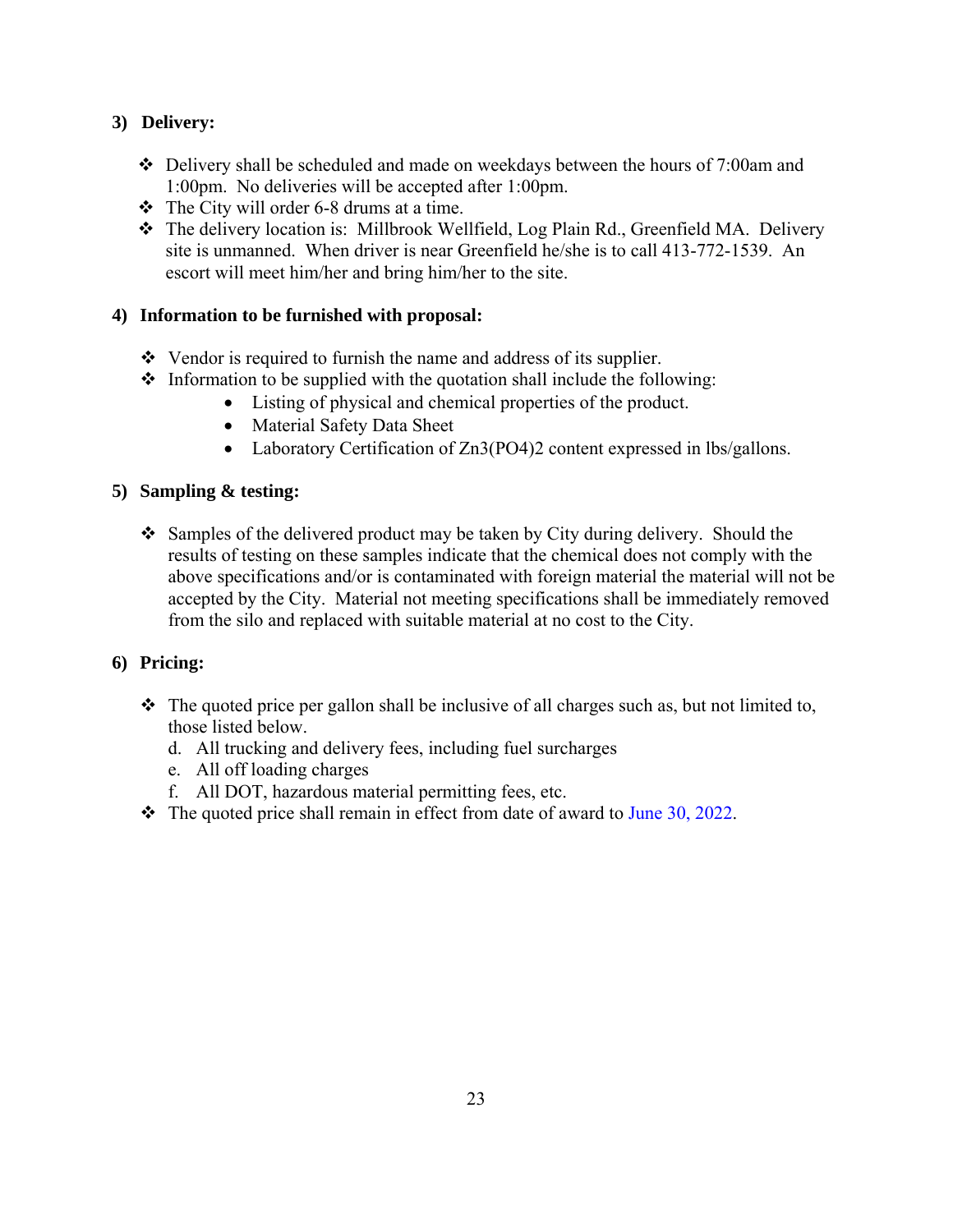**3) Delivery:**

- Delivery shall be scheduled and made on weekdays between the hours of 7:00am and 1:00pm. No deliveries will be accepted after 1:00pm.
- The City will order 6-8 drums at a time.
- The delivery location is: Millbrook Wellfield, Log Plain Rd., Greenfield MA. Delivery site is unmanned. When driver is near Greenfield he/she is to call 413-772-1539. An escort will meet him/her and bring him/her to the site.

**4) Information to be furnished with proposal:**

- Vendor is required to furnish the name and address of its supplier.
- Information to be supplied with the quotation shall include the following:
  - Listing of physical and chemical properties of the product.
  - Material Safety Data Sheet
  - Laboratory Certification of $Zn_3(PO_4)_2$ content expressed in lbs/gallons.

**5) Sampling & testing:**

- Samples of the delivered product may be taken by City during delivery. Should the results of testing on these samples indicate that the chemical does not comply with the above specifications and/or is contaminated with foreign material the material will not be accepted by the City. Material not meeting specifications shall be immediately removed from the silo and replaced with suitable material at no cost to the City.

**6) Pricing:**

- The quoted price per gallon shall be inclusive of all charges such as, but not limited to, those listed below.
  d. All trucking and delivery fees, including fuel surcharges
  e. All off loading charges
  f. All DOT, hazardous material permitting fees, etc.
- The quoted price shall remain in effect from date of award to June 30, 2022.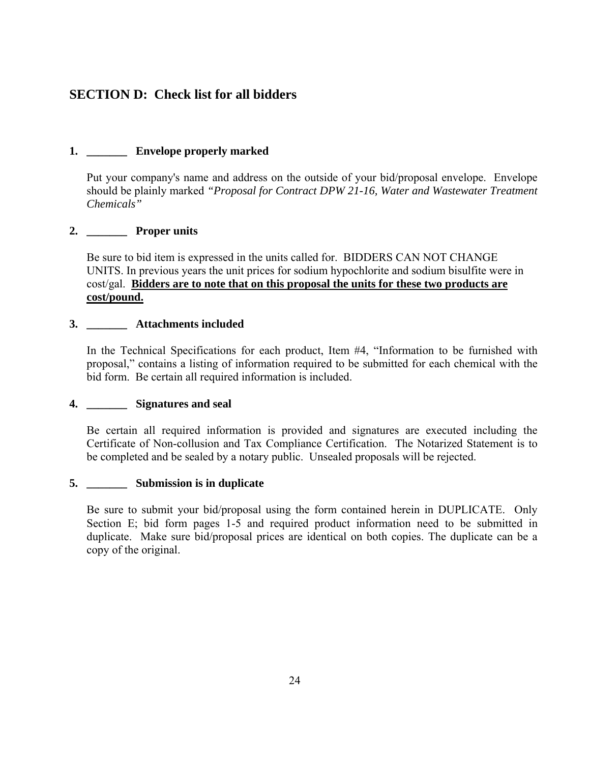## SECTION D: Check list for all bidders

**1. _______ Envelope properly marked**

Put your company's name and address on the outside of your bid/proposal envelope. Envelope should be plainly marked *"Proposal for Contract DPW 21-16, Water and Wastewater Treatment Chemicals"*

**2. _______ Proper units**

Be sure to bid item is expressed in the units called for. BIDDERS CAN NOT CHANGE UNITS. In previous years the unit prices for sodium hypochlorite and sodium bisulfite were in cost/gal. **<u>Bidders are to note that on this proposal the units for these two products are cost/pound.</u>**

**3. _______ Attachments included**

In the Technical Specifications for each product, Item #4, "Information to be furnished with proposal," contains a listing of information required to be submitted for each chemical with the bid form. Be certain all required information is included.

**4. _______ Signatures and seal**

Be certain all required information is provided and signatures are executed including the Certificate of Non-collusion and Tax Compliance Certification. The Notarized Statement is to be completed and be sealed by a notary public. Unsealed proposals will be rejected.

**5. _______ Submission is in duplicate**

Be sure to submit your bid/proposal using the form contained herein in DUPLICATE. Only Section E; bid form pages 1-5 and required product information need to be submitted in duplicate. Make sure bid/proposal prices are identical on both copies. The duplicate can be a copy of the original.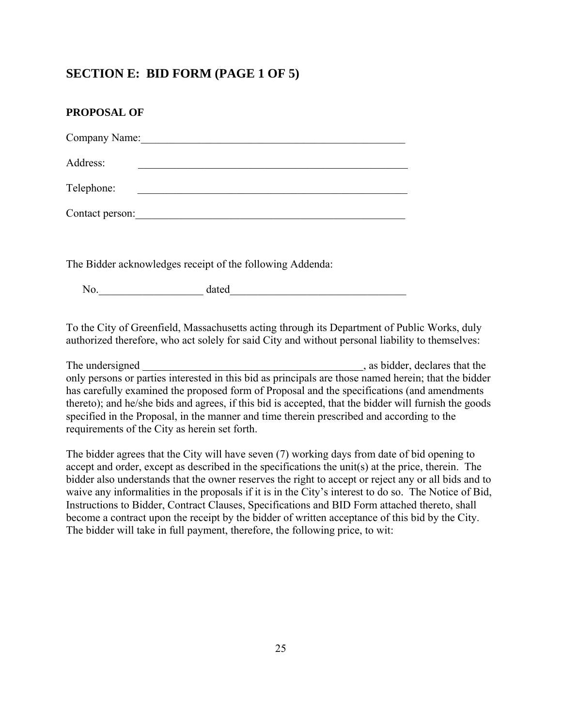## SECTION E: BID FORM (PAGE 1 OF 5)

**PROPOSAL OF**

Company Name:\_\_\_\_\_\_\_\_\_\_\_\_\_\_\_\_\_\_\_\_\_\_\_\_\_\_\_\_\_\_\_\_\_\_\_\_\_\_\_\_\_\_\_\_\_\_\_\_

Address: \_\_\_\_\_\_\_\_\_\_\_\_\_\_\_\_\_\_\_\_\_\_\_\_\_\_\_\_\_\_\_\_\_\_\_\_\_\_\_\_\_\_\_\_\_\_\_\_

Telephone: \_\_\_\_\_\_\_\_\_\_\_\_\_\_\_\_\_\_\_\_\_\_\_\_\_\_\_\_\_\_\_\_\_\_\_\_\_\_\_\_\_\_\_\_\_\_\_\_

Contact person:\_\_\_\_\_\_\_\_\_\_\_\_\_\_\_\_\_\_\_\_\_\_\_\_\_\_\_\_\_\_\_\_\_\_\_\_\_\_\_\_\_\_\_\_\_\_\_\_

The Bidder acknowledges receipt of the following Addenda:

No.\_\_\_\_\_\_\_\_\_\_\_\_\_\_\_\_\_\_\_ dated\_\_\_\_\_\_\_\_\_\_\_\_\_\_\_\_\_\_\_\_\_\_\_\_\_\_\_\_\_\_\_\_

To the City of Greenfield, Massachusetts acting through its Department of Public Works, duly authorized therefore, who act solely for said City and without personal liability to themselves:

The undersigned \_\_\_\_\_\_\_\_\_\_\_\_\_\_\_\_\_\_\_\_\_\_\_\_\_\_\_\_\_\_\_\_\_\_\_\_\_\_\_\_, as bidder, declares that the only persons or parties interested in this bid as principals are those named herein; that the bidder has carefully examined the proposed form of Proposal and the specifications (and amendments thereto); and he/she bids and agrees, if this bid is accepted, that the bidder will furnish the goods specified in the Proposal, in the manner and time therein prescribed and according to the requirements of the City as herein set forth.

The bidder agrees that the City will have seven (7) working days from date of bid opening to accept and order, except as described in the specifications the unit(s) at the price, therein. The bidder also understands that the owner reserves the right to accept or reject any or all bids and to waive any informalities in the proposals if it is in the City's interest to do so. The Notice of Bid, Instructions to Bidder, Contract Clauses, Specifications and BID Form attached thereto, shall become a contract upon the receipt by the bidder of written acceptance of this bid by the City. The bidder will take in full payment, therefore, the following price, to wit: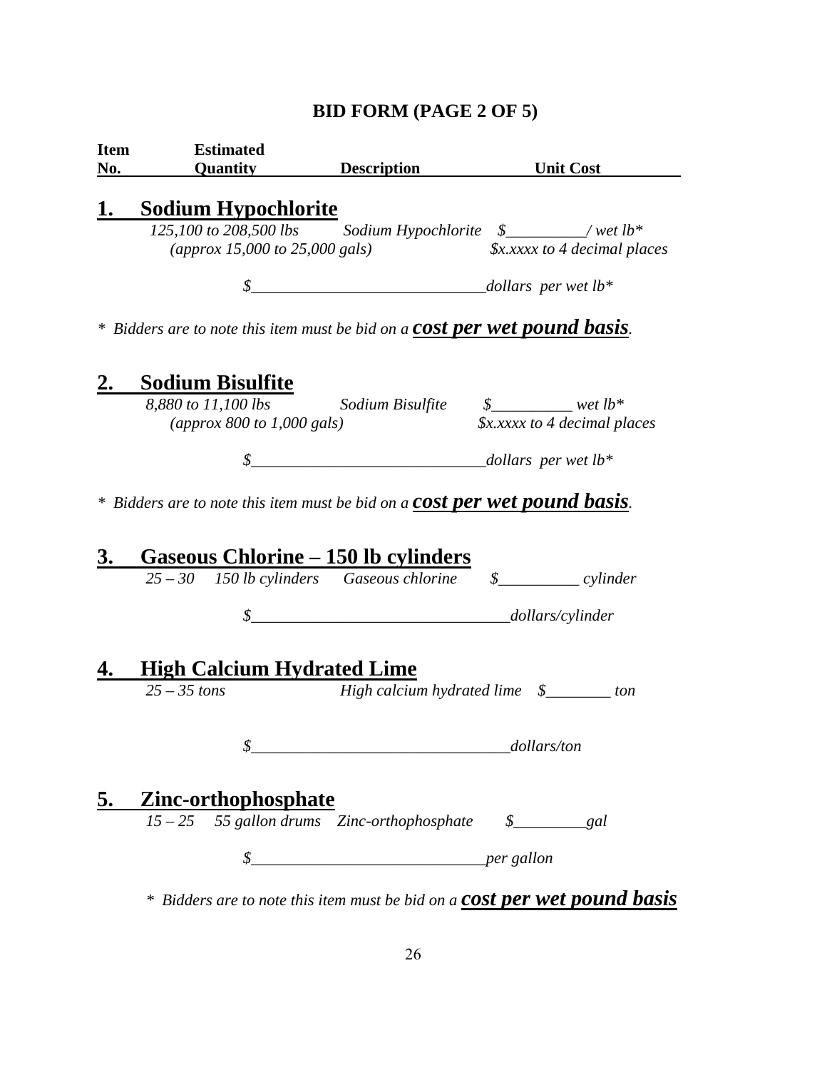**BID FORM (PAGE 2 OF 5)**

| Item No. | Estimated Quantity | Description | Unit Cost |
|---|---|---|---|

## 1. Sodium Hypochlorite

*125,100 to 208,500 lbs* *Sodium Hypochlorite* *$__________/ wet lb**
*(approx 15,000 to 25,000 gals)* *$x.xxxx to 4 decimal places*

*$_____________________________dollars per wet lb**

* *Bidders are to note this item must be bid on a* ***cost per wet pound basis****.*

## 2. Sodium Bisulfite

*8,880 to 11,100 lbs* *Sodium Bisulfite* *$__________ wet lb**
*(approx 800 to 1,000 gals)* *$x.xxxx to 4 decimal places*

*$_____________________________dollars per wet lb**

* *Bidders are to note this item must be bid on a* ***cost per wet pound basis****.*

## 3. Gaseous Chlorine – 150 lb cylinders

*25 – 30* *150 lb cylinders* *Gaseous chlorine* *$__________ cylinder*

*$________________________________dollars/cylinder*

## 4. High Calcium Hydrated Lime

*25 – 35 tons* *High calcium hydrated lime* *$________ ton*

*$________________________________dollars/ton*

## 5. Zinc-orthophosphate

*15 – 25* *55 gallon drums* *Zinc-orthophosphate* *$_________gal*

*$_____________________________per gallon*

* *Bidders are to note this item must be bid on a* ***cost per wet pound basis***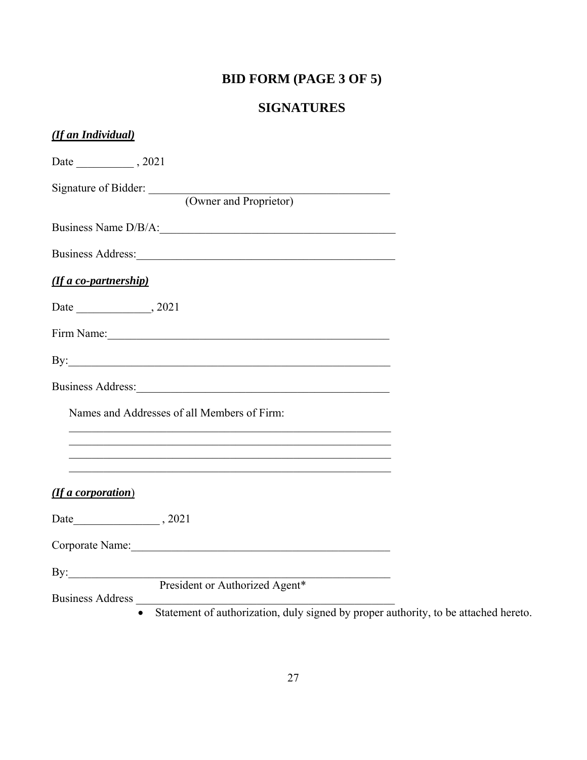# BID FORM (PAGE 3 OF 5)

## SIGNATURES

***(If an Individual)***

Date __________ , 2021

Signature of Bidder: ____________________________________________
(Owner and Proprietor)

Business Name D/B/A:____________________________________________

Business Address:_______________________________________________

***(If a co-partnership)***

Date _____________, 2021

Firm Name:___________________________________________________

By:_________________________________________________________

Business Address:_______________________________________________

Names and Addresses of all Members of Firm:

___________________________________________________________

___________________________________________________________

___________________________________________________________

___________________________________________________________

***(If a corporation***)

Date_______________ , 2021

Corporate Name:_______________________________________________

By:_________________________________________________________
President or Authorized Agent*

Business Address _______________________________________________

- Statement of authorization, duly signed by proper authority, to be attached hereto.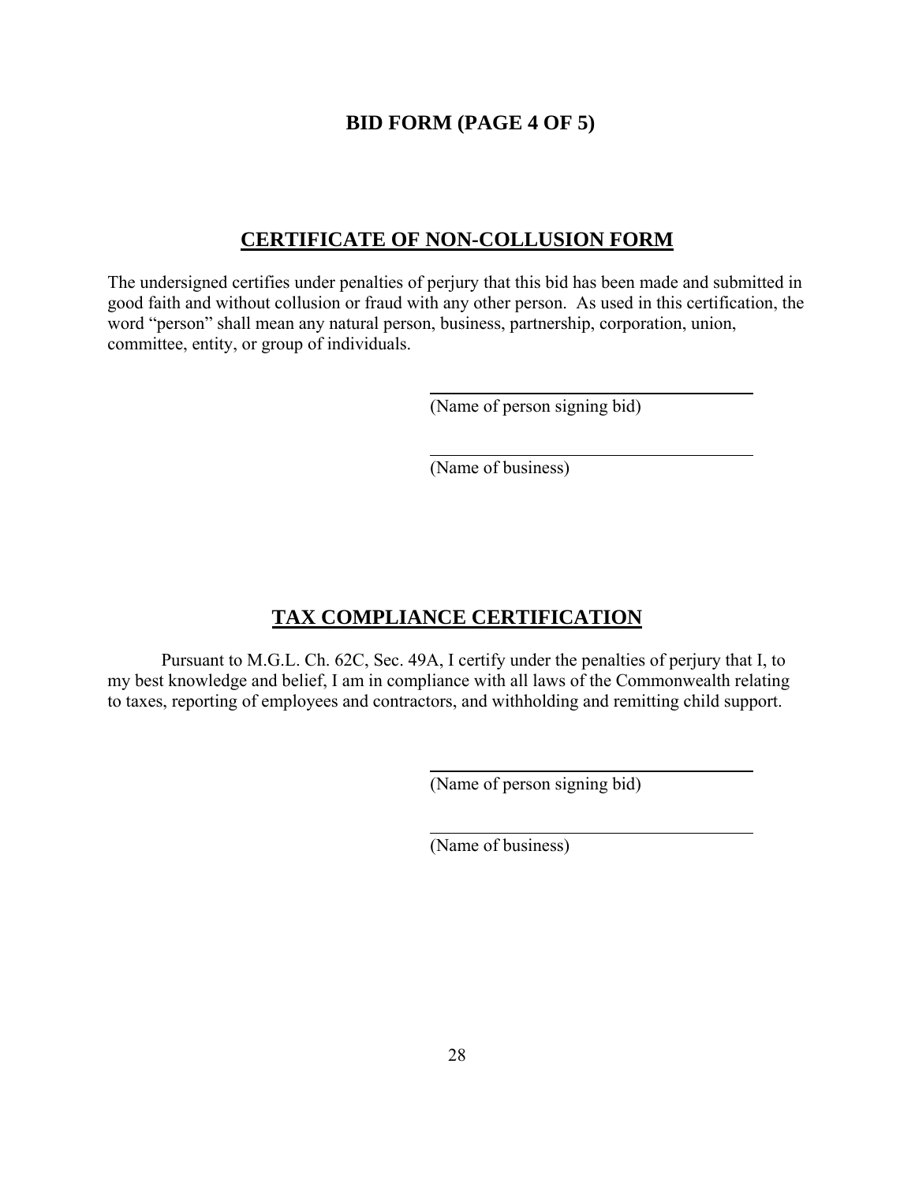## BID FORM (PAGE 4 OF 5)

## CERTIFICATE OF NON-COLLUSION FORM

The undersigned certifies under penalties of perjury that this bid has been made and submitted in good faith and without collusion or fraud with any other person. As used in this certification, the word "person" shall mean any natural person, business, partnership, corporation, union, committee, entity, or group of individuals.

\_\_\_\_\_\_\_\_\_\_\_\_\_\_\_\_\_\_\_\_\_\_\_\_\_\_\_\_\_\_\_\_\_\_\_\_
(Name of person signing bid)

\_\_\_\_\_\_\_\_\_\_\_\_\_\_\_\_\_\_\_\_\_\_\_\_\_\_\_\_\_\_\_\_\_\_\_\_
(Name of business)

## TAX COMPLIANCE CERTIFICATION

Pursuant to M.G.L. Ch. 62C, Sec. 49A, I certify under the penalties of perjury that I, to my best knowledge and belief, I am in compliance with all laws of the Commonwealth relating to taxes, reporting of employees and contractors, and withholding and remitting child support.

\_\_\_\_\_\_\_\_\_\_\_\_\_\_\_\_\_\_\_\_\_\_\_\_\_\_\_\_\_\_\_\_\_\_\_\_
(Name of person signing bid)

\_\_\_\_\_\_\_\_\_\_\_\_\_\_\_\_\_\_\_\_\_\_\_\_\_\_\_\_\_\_\_\_\_\_\_\_
(Name of business)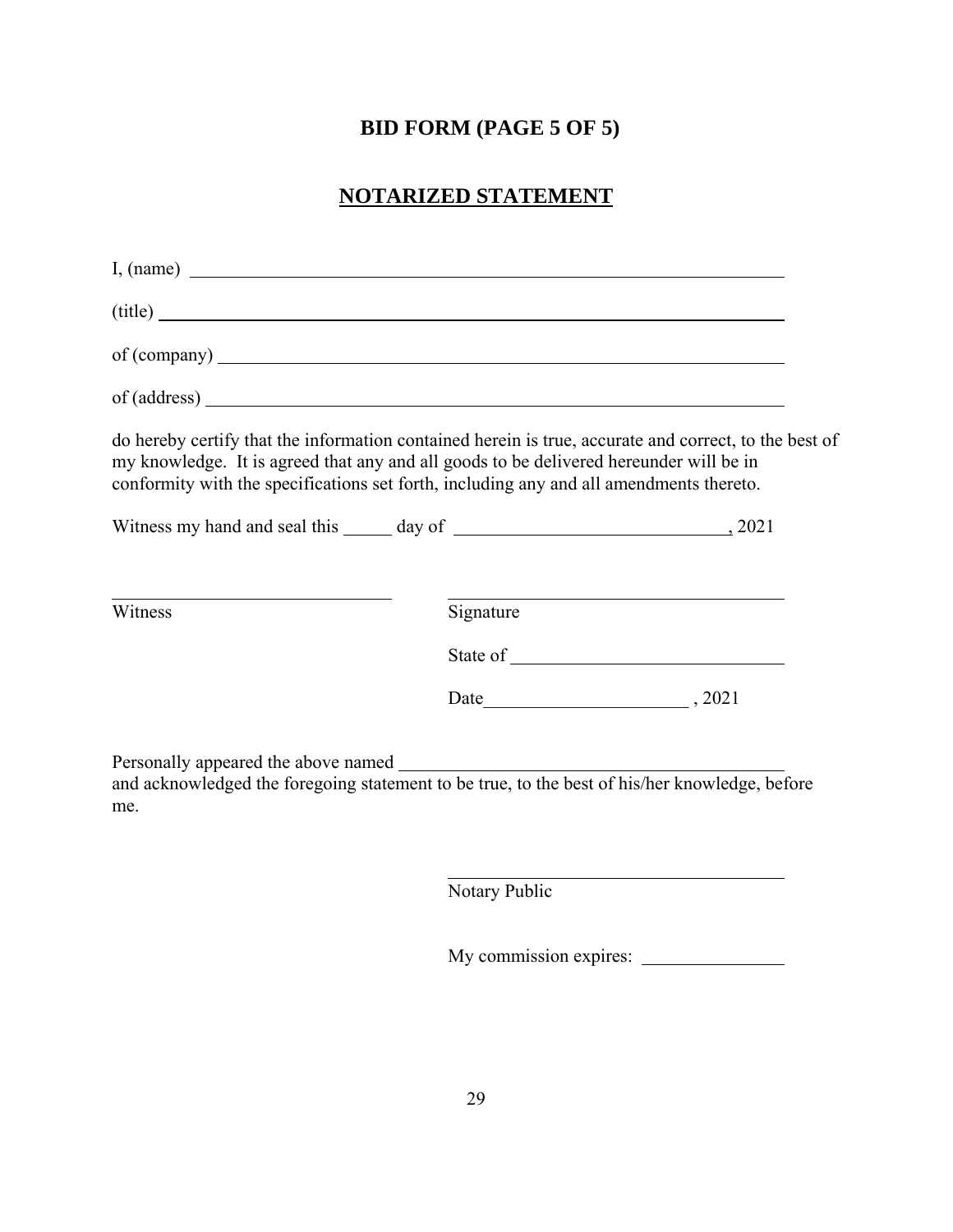# BID FORM (PAGE 5 OF 5)

## NOTARIZED STATEMENT

I, (name) ______________________________________________

(title) ______________________________________________

of (company) ______________________________________________

of (address) ______________________________________________

do hereby certify that the information contained herein is true, accurate and correct, to the best of my knowledge. It is agreed that any and all goods to be delivered hereunder will be in conformity with the specifications set forth, including any and all amendments thereto.

Witness my hand and seal this _____ day of ______________________________, 2021

______________________________ ______________________________

Witness Signature

State of ______________________________

Date______________________ , 2021

Personally appeared the above named ______________________________
and acknowledged the foregoing statement to be true, to the best of his/her knowledge, before me.

______________________________

Notary Public

My commission expires: _______________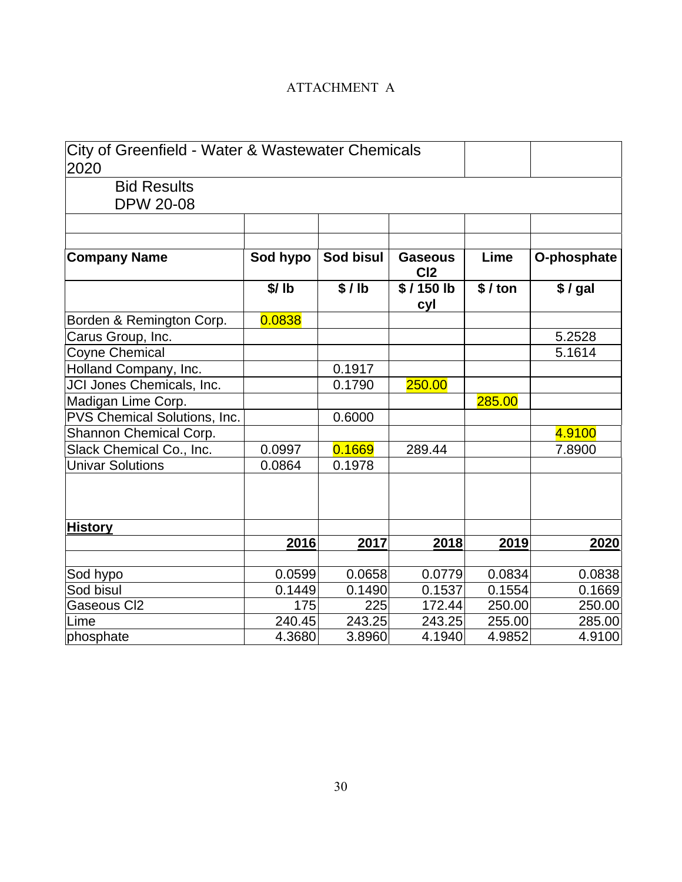ATTACHMENT A

| City of Greenfield - Water & Wastewater Chemicals 2020 | | | | | |
|---|---|---|---|---|---|
| Bid Results DPW 20-08 | | | | | |
| | | | | | |
| **Company Name** | **Sod hypo** | **Sod bisul** | **Gaseous Cl2** | **Lime** | **O-phosphate** |
| | **$/ lb** | **$ / lb** | **$ / 150 lb cyl** | **$ / ton** | **$ / gal** |
| Borden & Remington Corp. | 0.0838 | | | | |
| Carus Group, Inc. | | | | | 5.2528 |
| Coyne Chemical | | | | | 5.1614 |
| Holland Company, Inc. | | 0.1917 | | | |
| JCI Jones Chemicals, Inc. | | 0.1790 | 250.00 | | |
| Madigan Lime Corp. | | | | 285.00 | |
| PVS Chemical Solutions, Inc. | | 0.6000 | | | |
| Shannon Chemical Corp. | | | | | 4.9100 |
| Slack Chemical Co., Inc. | 0.0997 | 0.1669 | 289.44 | | 7.8900 |
| Univar Solutions | 0.0864 | 0.1978 | | | |
| | | | | | |
| **History** | | | | | |
| | **2016** | **2017** | **2018** | **2019** | **2020** |
| | | | | | |
| Sod hypo | 0.0599 | 0.0658 | 0.0779 | 0.0834 | 0.0838 |
| Sod bisul | 0.1449 | 0.1490 | 0.1537 | 0.1554 | 0.1669 |
| Gaseous Cl2 | 175 | 225 | 172.44 | 250.00 | 250.00 |
| Lime | 240.45 | 243.25 | 243.25 | 255.00 | 285.00 |
| phosphate | 4.3680 | 3.8960 | 4.1940 | 4.9852 | 4.9100 |